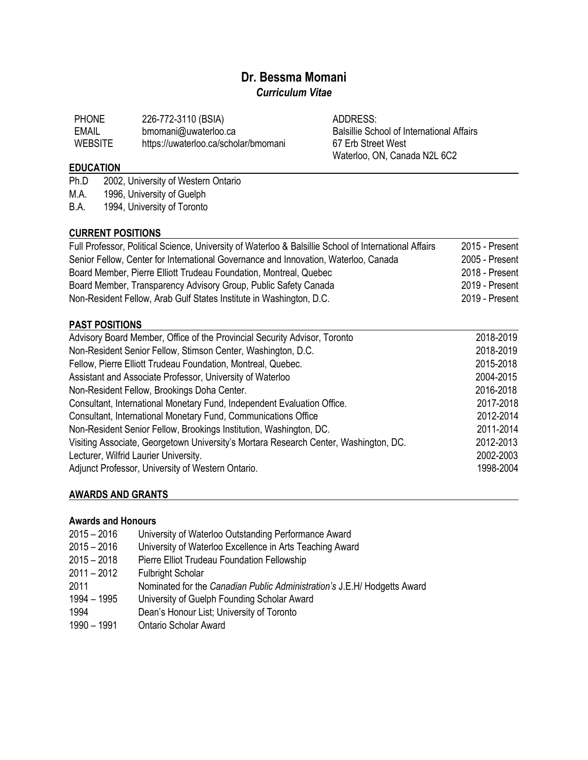# Dr. Bessma Momani

***Curriculum Vitae***

| | | |
|---|---|---|
| PHONE | 226-772-3110 (BSIA) | ADDRESS: |
| EMAIL | bmomani@uwaterloo.ca | Balsillie School of International Affairs |
| WEBSITE | https://uwaterloo.ca/scholar/bmomani | 67 Erb Street West |
| | | Waterloo, ON, Canada N2L 6C2 |

## EDUCATION

Ph.D 2002, University of Western Ontario
M.A. 1996, University of Guelph
B.A. 1994, University of Toronto

## CURRENT POSITIONS

| | |
|---|---|
| Full Professor, Political Science, University of Waterloo & Balsillie School of International Affairs | 2015 - Present |
| Senior Fellow, Center for International Governance and Innovation, Waterloo, Canada | 2005 - Present |
| Board Member, Pierre Elliott Trudeau Foundation, Montreal, Quebec | 2018 - Present |
| Board Member, Transparency Advisory Group, Public Safety Canada | 2019 - Present |
| Non-Resident Fellow, Arab Gulf States Institute in Washington, D.C. | 2019 - Present |

## PAST POSITIONS

| | |
|---|---|
| Advisory Board Member, Office of the Provincial Security Advisor, Toronto | 2018-2019 |
| Non-Resident Senior Fellow, Stimson Center, Washington, D.C. | 2018-2019 |
| Fellow, Pierre Elliott Trudeau Foundation, Montreal, Quebec. | 2015-2018 |
| Assistant and Associate Professor, University of Waterloo | 2004-2015 |
| Non-Resident Fellow, Brookings Doha Center. | 2016-2018 |
| Consultant, International Monetary Fund, Independent Evaluation Office. | 2017-2018 |
| Consultant, International Monetary Fund, Communications Office | 2012-2014 |
| Non-Resident Senior Fellow, Brookings Institution, Washington, DC. | 2011-2014 |
| Visiting Associate, Georgetown University's Mortara Research Center, Washington, DC. | 2012-2013 |
| Lecturer, Wilfrid Laurier University. | 2002-2003 |
| Adjunct Professor, University of Western Ontario. | 1998-2004 |

## AWARDS AND GRANTS

### Awards and Honours

| | |
|---|---|
| 2015 – 2016 | University of Waterloo Outstanding Performance Award |
| 2015 – 2016 | University of Waterloo Excellence in Arts Teaching Award |
| 2015 – 2018 | Pierre Elliot Trudeau Foundation Fellowship |
| 2011 – 2012 | Fulbright Scholar |
| 2011 | Nominated for the *Canadian Public Administration's* J.E.H/ Hodgetts Award |
| 1994 – 1995 | University of Guelph Founding Scholar Award |
| 1994 | Dean's Honour List; University of Toronto |
| 1990 – 1991 | Ontario Scholar Award |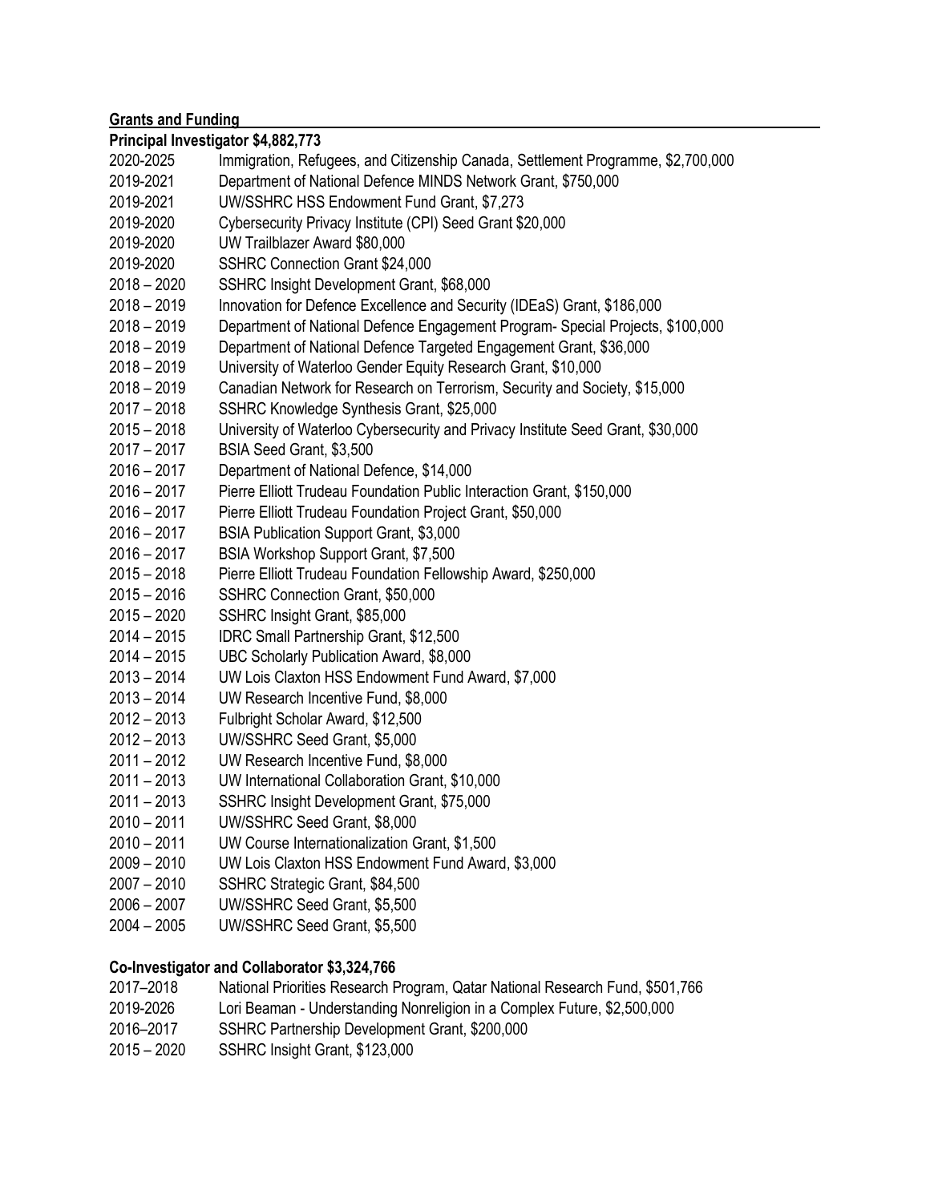## Grants and Funding

**Principal Investigator $4,882,773**

2020-2025 Immigration, Refugees, and Citizenship Canada, Settlement Programme, $2,700,000
2019-2021 Department of National Defence MINDS Network Grant, $750,000
2019-2021 UW/SSHRC HSS Endowment Fund Grant, $7,273
2019-2020 Cybersecurity Privacy Institute (CPI) Seed Grant $20,000
2019-2020 UW Trailblazer Award $80,000
2019-2020 SSHRC Connection Grant $24,000
2018 – 2020 SSHRC Insight Development Grant, $68,000
2018 – 2019 Innovation for Defence Excellence and Security (IDEaS) Grant, $186,000
2018 – 2019 Department of National Defence Engagement Program- Special Projects, $100,000
2018 – 2019 Department of National Defence Targeted Engagement Grant, $36,000
2018 – 2019 University of Waterloo Gender Equity Research Grant, $10,000
2018 – 2019 Canadian Network for Research on Terrorism, Security and Society, $15,000
2017 – 2018 SSHRC Knowledge Synthesis Grant, $25,000
2015 – 2018 University of Waterloo Cybersecurity and Privacy Institute Seed Grant, $30,000
2017 – 2017 BSIA Seed Grant, $3,500
2016 – 2017 Department of National Defence, $14,000
2016 – 2017 Pierre Elliott Trudeau Foundation Public Interaction Grant, $150,000
2016 – 2017 Pierre Elliott Trudeau Foundation Project Grant, $50,000
2016 – 2017 BSIA Publication Support Grant, $3,000
2016 – 2017 BSIA Workshop Support Grant, $7,500
2015 – 2018 Pierre Elliott Trudeau Foundation Fellowship Award, $250,000
2015 – 2016 SSHRC Connection Grant, $50,000
2015 – 2020 SSHRC Insight Grant, $85,000
2014 – 2015 IDRC Small Partnership Grant, $12,500
2014 – 2015 UBC Scholarly Publication Award, $8,000
2013 – 2014 UW Lois Claxton HSS Endowment Fund Award, $7,000
2013 – 2014 UW Research Incentive Fund, $8,000
2012 – 2013 Fulbright Scholar Award, $12,500
2012 – 2013 UW/SSHRC Seed Grant, $5,000
2011 – 2012 UW Research Incentive Fund, $8,000
2011 – 2013 UW International Collaboration Grant, $10,000
2011 – 2013 SSHRC Insight Development Grant, $75,000
2010 – 2011 UW/SSHRC Seed Grant, $8,000
2010 – 2011 UW Course Internationalization Grant, $1,500
2009 – 2010 UW Lois Claxton HSS Endowment Fund Award, $3,000
2007 – 2010 SSHRC Strategic Grant, $84,500
2006 – 2007 UW/SSHRC Seed Grant, $5,500
2004 – 2005 UW/SSHRC Seed Grant, $5,500

**Co-Investigator and Collaborator $3,324,766**

2017–2018 National Priorities Research Program, Qatar National Research Fund, $501,766
2019-2026 Lori Beaman - Understanding Nonreligion in a Complex Future, $2,500,000
2016–2017 SSHRC Partnership Development Grant, $200,000
2015 – 2020 SSHRC Insight Grant, $123,000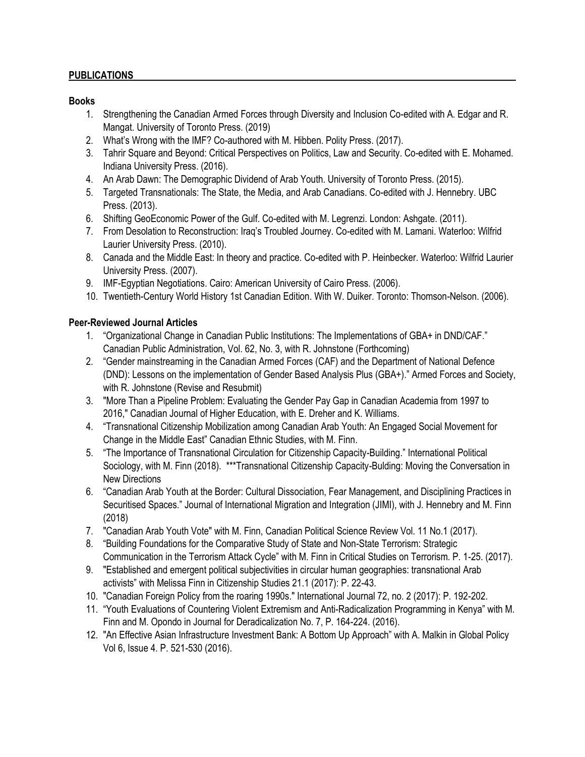## PUBLICATIONS

### Books

1. Strengthening the Canadian Armed Forces through Diversity and Inclusion Co-edited with A. Edgar and R. Mangat. University of Toronto Press. (2019)
2. What's Wrong with the IMF? Co-authored with M. Hibben. Polity Press. (2017).
3. Tahrir Square and Beyond: Critical Perspectives on Politics, Law and Security. Co-edited with E. Mohamed. Indiana University Press. (2016).
4. An Arab Dawn: The Demographic Dividend of Arab Youth. University of Toronto Press. (2015).
5. Targeted Transnationals: The State, the Media, and Arab Canadians. Co-edited with J. Hennebry. UBC Press. (2013).
6. Shifting GeoEconomic Power of the Gulf. Co-edited with M. Legrenzi. London: Ashgate. (2011).
7. From Desolation to Reconstruction: Iraq's Troubled Journey. Co-edited with M. Lamani. Waterloo: Wilfrid Laurier University Press. (2010).
8. Canada and the Middle East: In theory and practice. Co-edited with P. Heinbecker. Waterloo: Wilfrid Laurier University Press. (2007).
9. IMF-Egyptian Negotiations. Cairo: American University of Cairo Press. (2006).
10. Twentieth-Century World History 1st Canadian Edition. With W. Duiker. Toronto: Thomson-Nelson. (2006).

### Peer-Reviewed Journal Articles

1. "Organizational Change in Canadian Public Institutions: The Implementations of GBA+ in DND/CAF." Canadian Public Administration, Vol. 62, No. 3, with R. Johnstone (Forthcoming)
2. "Gender mainstreaming in the Canadian Armed Forces (CAF) and the Department of National Defence (DND): Lessons on the implementation of Gender Based Analysis Plus (GBA+)." Armed Forces and Society, with R. Johnstone (Revise and Resubmit)
3. "More Than a Pipeline Problem: Evaluating the Gender Pay Gap in Canadian Academia from 1997 to 2016," Canadian Journal of Higher Education, with E. Dreher and K. Williams.
4. "Transnational Citizenship Mobilization among Canadian Arab Youth: An Engaged Social Movement for Change in the Middle East" Canadian Ethnic Studies, with M. Finn.
5. "The Importance of Transnational Circulation for Citizenship Capacity-Building." International Political Sociology, with M. Finn (2018). ***Transnational Citizenship Capacity-Bulding: Moving the Conversation in New Directions
6. "Canadian Arab Youth at the Border: Cultural Dissociation, Fear Management, and Disciplining Practices in Securitised Spaces." Journal of International Migration and Integration (JIMI), with J. Hennebry and M. Finn (2018)
7. "Canadian Arab Youth Vote" with M. Finn, Canadian Political Science Review Vol. 11 No.1 (2017).
8. "Building Foundations for the Comparative Study of State and Non-State Terrorism: Strategic Communication in the Terrorism Attack Cycle" with M. Finn in Critical Studies on Terrorism. P. 1-25. (2017).
9. "Established and emergent political subjectivities in circular human geographies: transnational Arab activists" with Melissa Finn in Citizenship Studies 21.1 (2017): P. 22-43.
10. "Canadian Foreign Policy from the roaring 1990s." International Journal 72, no. 2 (2017): P. 192-202.
11. "Youth Evaluations of Countering Violent Extremism and Anti-Radicalization Programming in Kenya" with M. Finn and M. Opondo in Journal for Deradicalization No. 7, P. 164-224. (2016).
12. "An Effective Asian Infrastructure Investment Bank: A Bottom Up Approach" with A. Malkin in Global Policy Vol 6, Issue 4. P. 521-530 (2016).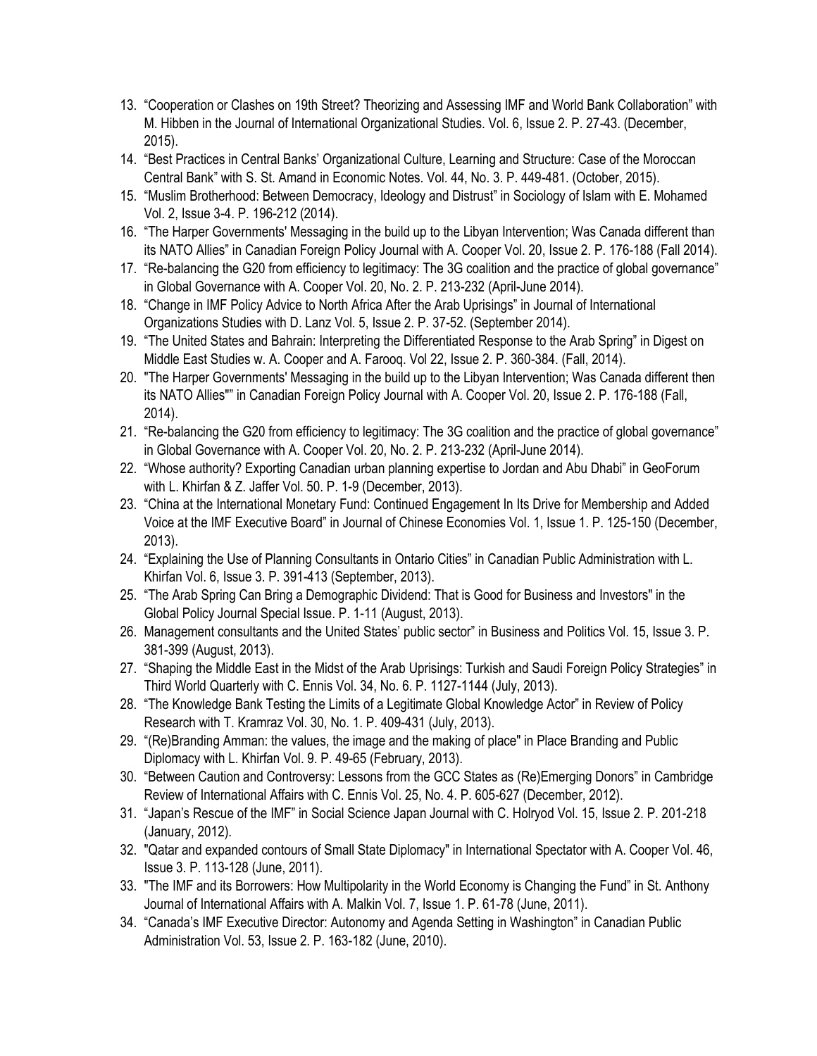13. "Cooperation or Clashes on 19th Street? Theorizing and Assessing IMF and World Bank Collaboration" with M. Hibben in the Journal of International Organizational Studies. Vol. 6, Issue 2. P. 27-43. (December, 2015).
14. "Best Practices in Central Banks' Organizational Culture, Learning and Structure: Case of the Moroccan Central Bank" with S. St. Amand in Economic Notes. Vol. 44, No. 3. P. 449-481. (October, 2015).
15. "Muslim Brotherhood: Between Democracy, Ideology and Distrust" in Sociology of Islam with E. Mohamed Vol. 2, Issue 3-4. P. 196-212 (2014).
16. "The Harper Governments' Messaging in the build up to the Libyan Intervention; Was Canada different than its NATO Allies" in Canadian Foreign Policy Journal with A. Cooper Vol. 20, Issue 2. P. 176-188 (Fall 2014).
17. "Re-balancing the G20 from efficiency to legitimacy: The 3G coalition and the practice of global governance" in Global Governance with A. Cooper Vol. 20, No. 2. P. 213-232 (April-June 2014).
18. "Change in IMF Policy Advice to North Africa After the Arab Uprisings" in Journal of International Organizations Studies with D. Lanz Vol. 5, Issue 2. P. 37-52. (September 2014).
19. "The United States and Bahrain: Interpreting the Differentiated Response to the Arab Spring" in Digest on Middle East Studies w. A. Cooper and A. Farooq. Vol 22, Issue 2. P. 360-384. (Fall, 2014).
20. "The Harper Governments' Messaging in the build up to the Libyan Intervention; Was Canada different then its NATO Allies"" in Canadian Foreign Policy Journal with A. Cooper Vol. 20, Issue 2. P. 176-188 (Fall, 2014).
21. "Re-balancing the G20 from efficiency to legitimacy: The 3G coalition and the practice of global governance" in Global Governance with A. Cooper Vol. 20, No. 2. P. 213-232 (April-June 2014).
22. "Whose authority? Exporting Canadian urban planning expertise to Jordan and Abu Dhabi" in GeoForum with L. Khirfan & Z. Jaffer Vol. 50. P. 1-9 (December, 2013).
23. "China at the International Monetary Fund: Continued Engagement In Its Drive for Membership and Added Voice at the IMF Executive Board" in Journal of Chinese Economies Vol. 1, Issue 1. P. 125-150 (December, 2013).
24. "Explaining the Use of Planning Consultants in Ontario Cities" in Canadian Public Administration with L. Khirfan Vol. 6, Issue 3. P. 391-413 (September, 2013).
25. "The Arab Spring Can Bring a Demographic Dividend: That is Good for Business and Investors" in the Global Policy Journal Special Issue. P. 1-11 (August, 2013).
26. Management consultants and the United States' public sector" in Business and Politics Vol. 15, Issue 3. P. 381-399 (August, 2013).
27. "Shaping the Middle East in the Midst of the Arab Uprisings: Turkish and Saudi Foreign Policy Strategies" in Third World Quarterly with C. Ennis Vol. 34, No. 6. P. 1127-1144 (July, 2013).
28. "The Knowledge Bank Testing the Limits of a Legitimate Global Knowledge Actor" in Review of Policy Research with T. Kramraz Vol. 30, No. 1. P. 409-431 (July, 2013).
29. "(Re)Branding Amman: the values, the image and the making of place" in Place Branding and Public Diplomacy with L. Khirfan Vol. 9. P. 49-65 (February, 2013).
30. "Between Caution and Controversy: Lessons from the GCC States as (Re)Emerging Donors" in Cambridge Review of International Affairs with C. Ennis Vol. 25, No. 4. P. 605-627 (December, 2012).
31. "Japan's Rescue of the IMF" in Social Science Japan Journal with C. Holryod Vol. 15, Issue 2. P. 201-218 (January, 2012).
32. "Qatar and expanded contours of Small State Diplomacy" in International Spectator with A. Cooper Vol. 46, Issue 3. P. 113-128 (June, 2011).
33. "The IMF and its Borrowers: How Multipolarity in the World Economy is Changing the Fund" in St. Anthony Journal of International Affairs with A. Malkin Vol. 7, Issue 1. P. 61-78 (June, 2011).
34. "Canada's IMF Executive Director: Autonomy and Agenda Setting in Washington" in Canadian Public Administration Vol. 53, Issue 2. P. 163-182 (June, 2010).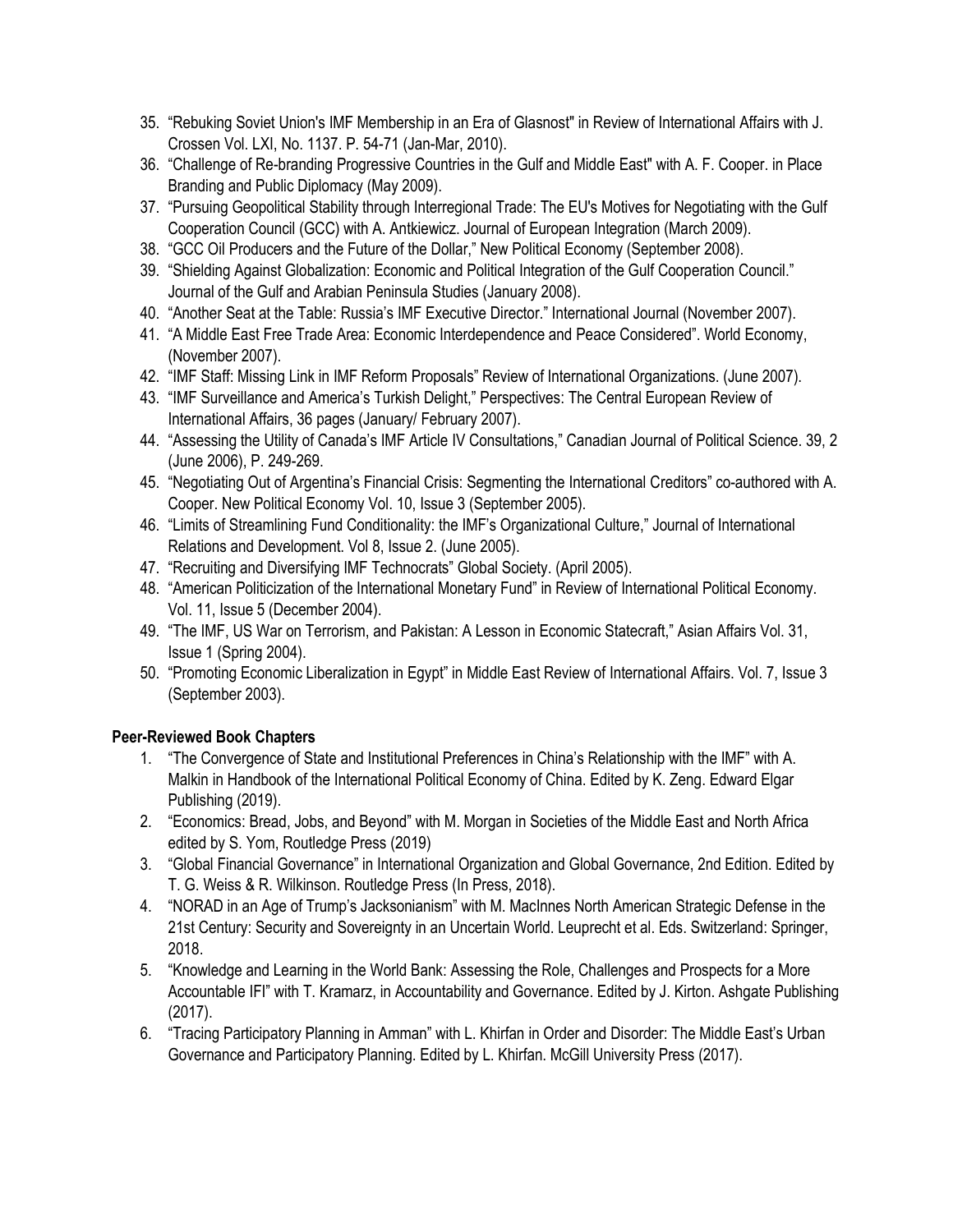35. "Rebuking Soviet Union's IMF Membership in an Era of Glasnost" in Review of International Affairs with J. Crossen Vol. LXI, No. 1137. P. 54-71 (Jan-Mar, 2010).
36. "Challenge of Re-branding Progressive Countries in the Gulf and Middle East" with A. F. Cooper. in Place Branding and Public Diplomacy (May 2009).
37. "Pursuing Geopolitical Stability through Interregional Trade: The EU's Motives for Negotiating with the Gulf Cooperation Council (GCC) with A. Antkiewicz. Journal of European Integration (March 2009).
38. "GCC Oil Producers and the Future of the Dollar," New Political Economy (September 2008).
39. "Shielding Against Globalization: Economic and Political Integration of the Gulf Cooperation Council." Journal of the Gulf and Arabian Peninsula Studies (January 2008).
40. "Another Seat at the Table: Russia's IMF Executive Director." International Journal (November 2007).
41. "A Middle East Free Trade Area: Economic Interdependence and Peace Considered". World Economy, (November 2007).
42. "IMF Staff: Missing Link in IMF Reform Proposals" Review of International Organizations. (June 2007).
43. "IMF Surveillance and America's Turkish Delight," Perspectives: The Central European Review of International Affairs, 36 pages (January/ February 2007).
44. "Assessing the Utility of Canada's IMF Article IV Consultations," Canadian Journal of Political Science. 39, 2 (June 2006), P. 249-269.
45. "Negotiating Out of Argentina's Financial Crisis: Segmenting the International Creditors" co-authored with A. Cooper. New Political Economy Vol. 10, Issue 3 (September 2005).
46. "Limits of Streamlining Fund Conditionality: the IMF's Organizational Culture," Journal of International Relations and Development. Vol 8, Issue 2. (June 2005).
47. "Recruiting and Diversifying IMF Technocrats" Global Society. (April 2005).
48. "American Politicization of the International Monetary Fund" in Review of International Political Economy. Vol. 11, Issue 5 (December 2004).
49. "The IMF, US War on Terrorism, and Pakistan: A Lesson in Economic Statecraft," Asian Affairs Vol. 31, Issue 1 (Spring 2004).
50. "Promoting Economic Liberalization in Egypt" in Middle East Review of International Affairs. Vol. 7, Issue 3 (September 2003).

**Peer-Reviewed Book Chapters**

1. "The Convergence of State and Institutional Preferences in China's Relationship with the IMF" with A. Malkin in Handbook of the International Political Economy of China. Edited by K. Zeng. Edward Elgar Publishing (2019).
2. "Economics: Bread, Jobs, and Beyond" with M. Morgan in Societies of the Middle East and North Africa edited by S. Yom, Routledge Press (2019)
3. "Global Financial Governance" in International Organization and Global Governance, 2nd Edition. Edited by T. G. Weiss & R. Wilkinson. Routledge Press (In Press, 2018).
4. "NORAD in an Age of Trump's Jacksonianism" with M. MacInnes North American Strategic Defense in the 21st Century: Security and Sovereignty in an Uncertain World. Leuprecht et al. Eds. Switzerland: Springer, 2018.
5. "Knowledge and Learning in the World Bank: Assessing the Role, Challenges and Prospects for a More Accountable IFI" with T. Kramarz, in Accountability and Governance. Edited by J. Kirton. Ashgate Publishing (2017).
6. "Tracing Participatory Planning in Amman" with L. Khirfan in Order and Disorder: The Middle East's Urban Governance and Participatory Planning. Edited by L. Khirfan. McGill University Press (2017).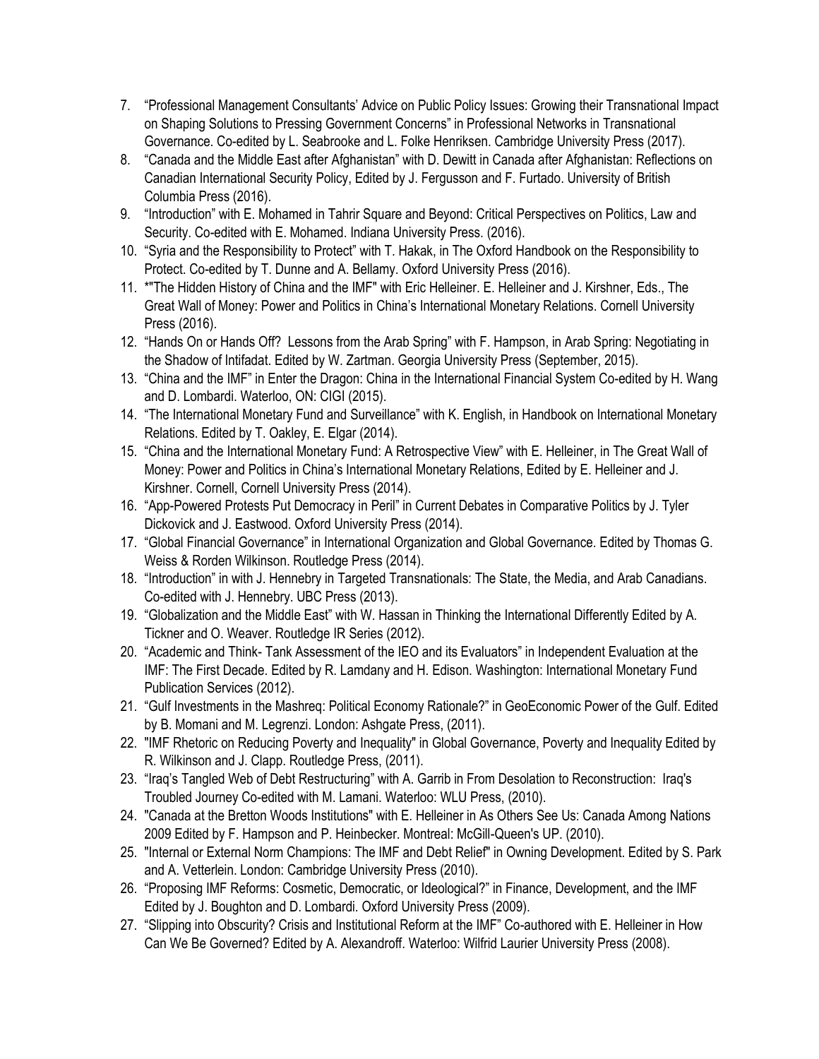7. "Professional Management Consultants' Advice on Public Policy Issues: Growing their Transnational Impact on Shaping Solutions to Pressing Government Concerns" in Professional Networks in Transnational Governance. Co-edited by L. Seabrooke and L. Folke Henriksen. Cambridge University Press (2017).
8. "Canada and the Middle East after Afghanistan" with D. Dewitt in Canada after Afghanistan: Reflections on Canadian International Security Policy, Edited by J. Fergusson and F. Furtado. University of British Columbia Press (2016).
9. "Introduction" with E. Mohamed in Tahrir Square and Beyond: Critical Perspectives on Politics, Law and Security. Co-edited with E. Mohamed. Indiana University Press. (2016).
10. "Syria and the Responsibility to Protect" with T. Hakak, in The Oxford Handbook on the Responsibility to Protect. Co-edited by T. Dunne and A. Bellamy. Oxford University Press (2016).
11. *"The Hidden History of China and the IMF" with Eric Helleiner. E. Helleiner and J. Kirshner, Eds., The Great Wall of Money: Power and Politics in China's International Monetary Relations. Cornell University Press (2016).
12. "Hands On or Hands Off? Lessons from the Arab Spring" with F. Hampson, in Arab Spring: Negotiating in the Shadow of Intifadat. Edited by W. Zartman. Georgia University Press (September, 2015).
13. "China and the IMF" in Enter the Dragon: China in the International Financial System Co-edited by H. Wang and D. Lombardi. Waterloo, ON: CIGI (2015).
14. "The International Monetary Fund and Surveillance" with K. English, in Handbook on International Monetary Relations. Edited by T. Oakley, E. Elgar (2014).
15. "China and the International Monetary Fund: A Retrospective View" with E. Helleiner, in The Great Wall of Money: Power and Politics in China's International Monetary Relations, Edited by E. Helleiner and J. Kirshner. Cornell, Cornell University Press (2014).
16. "App-Powered Protests Put Democracy in Peril" in Current Debates in Comparative Politics by J. Tyler Dickovick and J. Eastwood. Oxford University Press (2014).
17. "Global Financial Governance" in International Organization and Global Governance. Edited by Thomas G. Weiss & Rorden Wilkinson. Routledge Press (2014).
18. "Introduction" in with J. Hennebry in Targeted Transnationals: The State, the Media, and Arab Canadians. Co-edited with J. Hennebry. UBC Press (2013).
19. "Globalization and the Middle East" with W. Hassan in Thinking the International Differently Edited by A. Tickner and O. Weaver. Routledge IR Series (2012).
20. "Academic and Think- Tank Assessment of the IEO and its Evaluators" in Independent Evaluation at the IMF: The First Decade. Edited by R. Lamdany and H. Edison. Washington: International Monetary Fund Publication Services (2012).
21. "Gulf Investments in the Mashreq: Political Economy Rationale?" in GeoEconomic Power of the Gulf. Edited by B. Momani and M. Legrenzi. London: Ashgate Press, (2011).
22. "IMF Rhetoric on Reducing Poverty and Inequality" in Global Governance, Poverty and Inequality Edited by R. Wilkinson and J. Clapp. Routledge Press, (2011).
23. "Iraq's Tangled Web of Debt Restructuring" with A. Garrib in From Desolation to Reconstruction: Iraq's Troubled Journey Co-edited with M. Lamani. Waterloo: WLU Press, (2010).
24. "Canada at the Bretton Woods Institutions" with E. Helleiner in As Others See Us: Canada Among Nations 2009 Edited by F. Hampson and P. Heinbecker. Montreal: McGill-Queen's UP. (2010).
25. "Internal or External Norm Champions: The IMF and Debt Relief" in Owning Development. Edited by S. Park and A. Vetterlein. London: Cambridge University Press (2010).
26. "Proposing IMF Reforms: Cosmetic, Democratic, or Ideological?" in Finance, Development, and the IMF Edited by J. Boughton and D. Lombardi. Oxford University Press (2009).
27. "Slipping into Obscurity? Crisis and Institutional Reform at the IMF" Co-authored with E. Helleiner in How Can We Be Governed? Edited by A. Alexandroff. Waterloo: Wilfrid Laurier University Press (2008).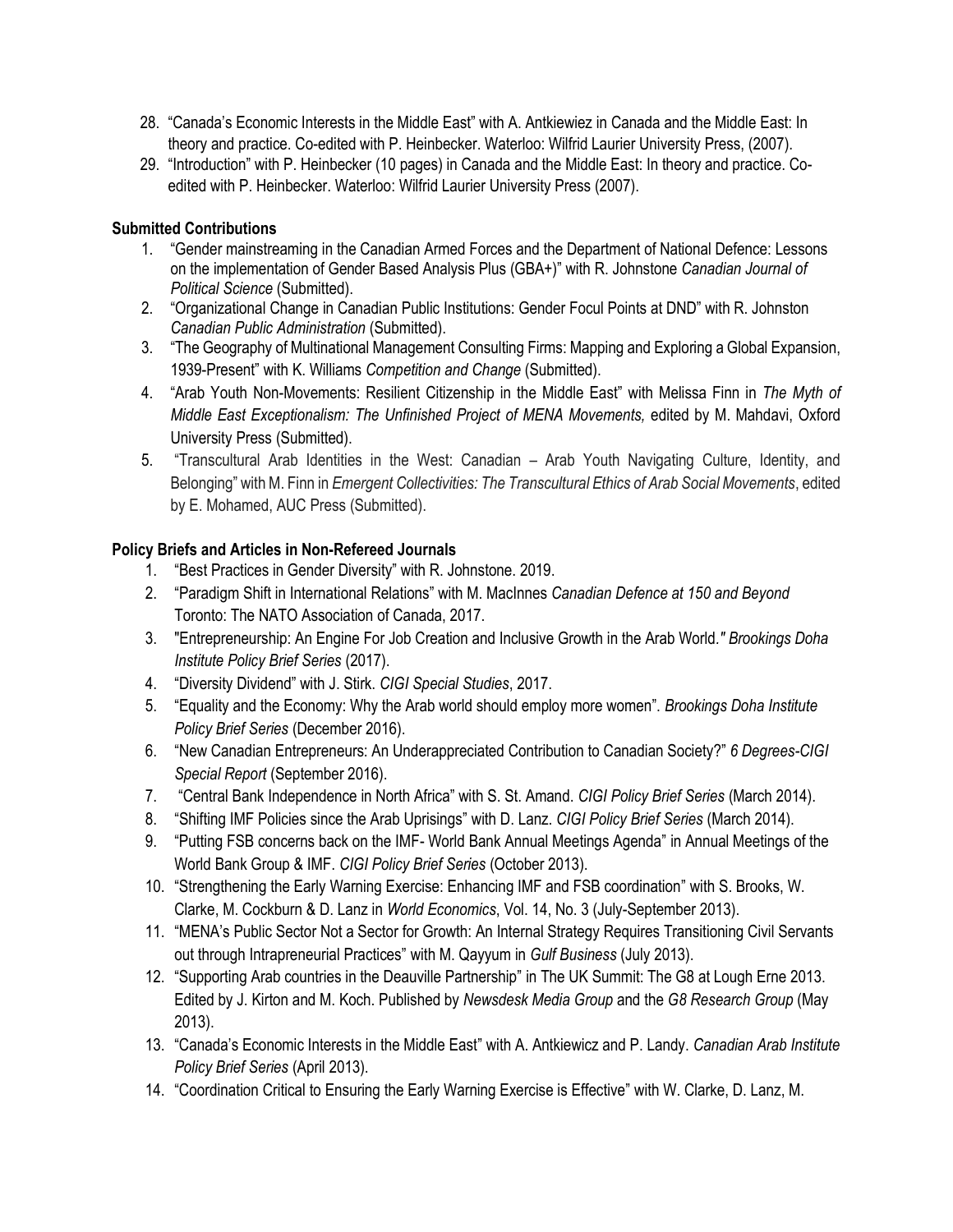28. "Canada's Economic Interests in the Middle East" with A. Antkiewiez in Canada and the Middle East: In theory and practice. Co-edited with P. Heinbecker. Waterloo: Wilfrid Laurier University Press, (2007).
29. "Introduction" with P. Heinbecker (10 pages) in Canada and the Middle East: In theory and practice. Co-edited with P. Heinbecker. Waterloo: Wilfrid Laurier University Press (2007).

**Submitted Contributions**

1. "Gender mainstreaming in the Canadian Armed Forces and the Department of National Defence: Lessons on the implementation of Gender Based Analysis Plus (GBA+)" with R. Johnstone *Canadian Journal of Political Science* (Submitted).
2. "Organizational Change in Canadian Public Institutions: Gender Focul Points at DND" with R. Johnston *Canadian Public Administration* (Submitted).
3. "The Geography of Multinational Management Consulting Firms: Mapping and Exploring a Global Expansion, 1939-Present" with K. Williams *Competition and Change* (Submitted).
4. "Arab Youth Non-Movements: Resilient Citizenship in the Middle East" with Melissa Finn in *The Myth of Middle East Exceptionalism: The Unfinished Project of MENA Movements,* edited by M. Mahdavi, Oxford University Press (Submitted).
5. "Transcultural Arab Identities in the West: Canadian – Arab Youth Navigating Culture, Identity, and Belonging" with M. Finn in *Emergent Collectivities: The Transcultural Ethics of Arab Social Movements*, edited by E. Mohamed, AUC Press (Submitted).

**Policy Briefs and Articles in Non-Refereed Journals**

1. "Best Practices in Gender Diversity" with R. Johnstone. 2019.
2. "Paradigm Shift in International Relations" with M. MacInnes *Canadian Defence at 150 and Beyond* Toronto: The NATO Association of Canada, 2017.
3. "Entrepreneurship: An Engine For Job Creation and Inclusive Growth in the Arab World." *Brookings Doha Institute Policy Brief Series* (2017).
4. "Diversity Dividend" with J. Stirk. *CIGI Special Studies*, 2017.
5. "Equality and the Economy: Why the Arab world should employ more women". *Brookings Doha Institute Policy Brief Series* (December 2016).
6. "New Canadian Entrepreneurs: An Underappreciated Contribution to Canadian Society?" *6 Degrees-CIGI Special Report* (September 2016).
7. "Central Bank Independence in North Africa" with S. St. Amand. *CIGI Policy Brief Series* (March 2014).
8. "Shifting IMF Policies since the Arab Uprisings" with D. Lanz. *CIGI Policy Brief Series* (March 2014).
9. "Putting FSB concerns back on the IMF- World Bank Annual Meetings Agenda" in Annual Meetings of the World Bank Group & IMF. *CIGI Policy Brief Series* (October 2013).
10. "Strengthening the Early Warning Exercise: Enhancing IMF and FSB coordination" with S. Brooks, W. Clarke, M. Cockburn & D. Lanz in *World Economics*, Vol. 14, No. 3 (July-September 2013).
11. "MENA's Public Sector Not a Sector for Growth: An Internal Strategy Requires Transitioning Civil Servants out through Intrapreneurial Practices" with M. Qayyum in *Gulf Business* (July 2013).
12. "Supporting Arab countries in the Deauville Partnership" in The UK Summit: The G8 at Lough Erne 2013. Edited by J. Kirton and M. Koch. Published by *Newsdesk Media Group* and the *G8 Research Group* (May 2013).
13. "Canada's Economic Interests in the Middle East" with A. Antkiewicz and P. Landy. *Canadian Arab Institute Policy Brief Series* (April 2013).
14. "Coordination Critical to Ensuring the Early Warning Exercise is Effective" with W. Clarke, D. Lanz, M.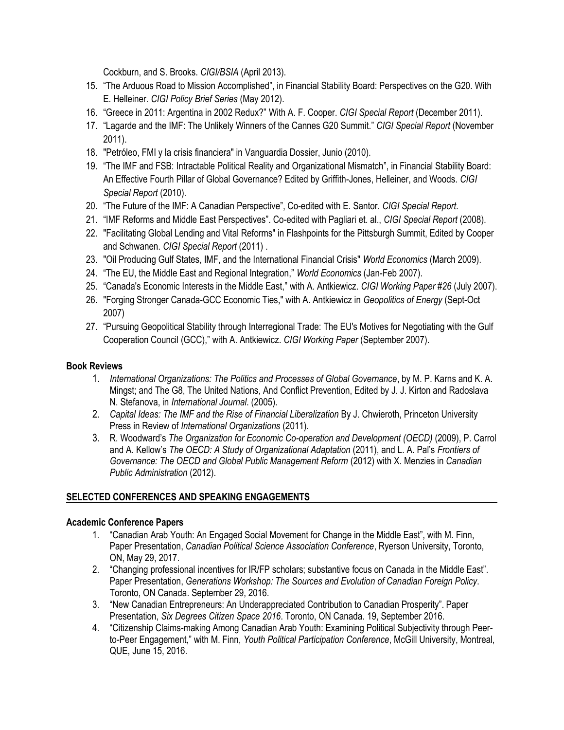Cockburn, and S. Brooks. *CIGI/BSIA* (April 2013).

15. "The Arduous Road to Mission Accomplished", in Financial Stability Board: Perspectives on the G20. With E. Helleiner. *CIGI Policy Brief Series* (May 2012).
16. "Greece in 2011: Argentina in 2002 Redux?" With A. F. Cooper. *CIGI Special Report* (December 2011).
17. "Lagarde and the IMF: The Unlikely Winners of the Cannes G20 Summit." *CIGI Special Report* (November 2011).
18. "Petróleo, FMI y la crisis financiera" in Vanguardia Dossier, Junio (2010).
19. "The IMF and FSB: Intractable Political Reality and Organizational Mismatch", in Financial Stability Board: An Effective Fourth Pillar of Global Governance? Edited by Griffith-Jones, Helleiner, and Woods. *CIGI Special Report* (2010).
20. "The Future of the IMF: A Canadian Perspective", Co-edited with E. Santor. *CIGI Special Report*.
21. "IMF Reforms and Middle East Perspectives". Co-edited with Pagliari et. al., *CIGI Special Report* (2008).
22. "Facilitating Global Lending and Vital Reforms" in Flashpoints for the Pittsburgh Summit, Edited by Cooper and Schwanen. *CIGI Special Report* (2011) .
23. "Oil Producing Gulf States, IMF, and the International Financial Crisis" *World Economics* (March 2009).
24. "The EU, the Middle East and Regional Integration," *World Economics* (Jan-Feb 2007).
25. "Canada's Economic Interests in the Middle East," with A. Antkiewicz. *CIGI Working Paper #26* (July 2007).
26. "Forging Stronger Canada-GCC Economic Ties," with A. Antkiewicz in *Geopolitics of Energy* (Sept-Oct 2007)
27. "Pursuing Geopolitical Stability through Interregional Trade: The EU's Motives for Negotiating with the Gulf Cooperation Council (GCC)," with A. Antkiewicz. *CIGI Working Paper* (September 2007).

### Book Reviews

1. *International Organizations: The Politics and Processes of Global Governance*, by M. P. Karns and K. A. Mingst; and The G8, The United Nations, And Conflict Prevention, Edited by J. J. Kirton and Radoslava N. Stefanova, in *International Journal*. (2005).
2. *Capital Ideas: The IMF and the Rise of Financial Liberalization* By J. Chwieroth, Princeton University Press in Review of *International Organizations* (2011).
3. R. Woodward's *The Organization for Economic Co-operation and Development (OECD)* (2009), P. Carrol and A. Kellow's *The OECD: A Study of Organizational Adaptation* (2011), and L. A. Pal's *Frontiers of Governance: The OECD and Global Public Management Reform* (2012) with X. Menzies in *Canadian Public Administration* (2012).

## SELECTED CONFERENCES AND SPEAKING ENGAGEMENTS

### Academic Conference Papers

1. "Canadian Arab Youth: An Engaged Social Movement for Change in the Middle East", with M. Finn, Paper Presentation, *Canadian Political Science Association Conference*, Ryerson University, Toronto, ON, May 29, 2017.
2. "Changing professional incentives for IR/FP scholars; substantive focus on Canada in the Middle East". Paper Presentation, *Generations Workshop: The Sources and Evolution of Canadian Foreign Policy*. Toronto, ON Canada. September 29, 2016.
3. "New Canadian Entrepreneurs: An Underappreciated Contribution to Canadian Prosperity". Paper Presentation, *Six Degrees Citizen Space 2016*. Toronto, ON Canada. 19, September 2016.
4. "Citizenship Claims-making Among Canadian Arab Youth: Examining Political Subjectivity through Peer-to-Peer Engagement," with M. Finn, *Youth Political Participation Conference*, McGill University, Montreal, QUE, June 15, 2016.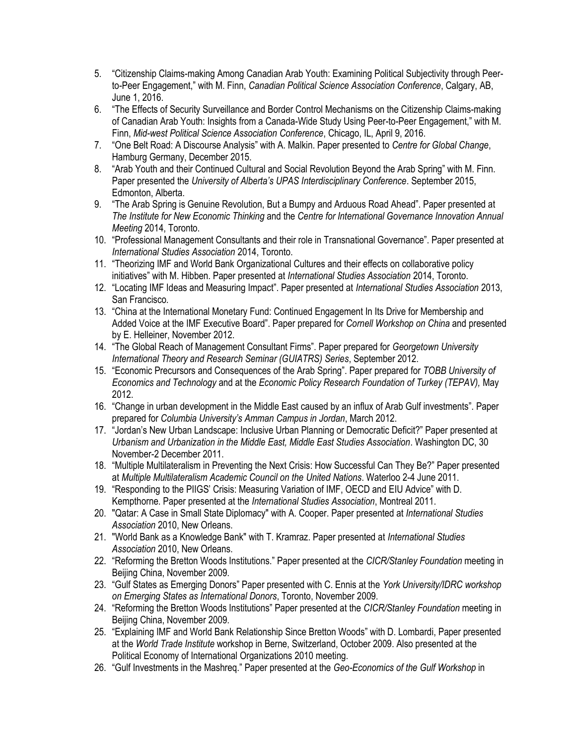5. "Citizenship Claims-making Among Canadian Arab Youth: Examining Political Subjectivity through Peer-to-Peer Engagement," with M. Finn, *Canadian Political Science Association Conference*, Calgary, AB, June 1, 2016.
6. "The Effects of Security Surveillance and Border Control Mechanisms on the Citizenship Claims-making of Canadian Arab Youth: Insights from a Canada-Wide Study Using Peer-to-Peer Engagement," with M. Finn, *Mid-west Political Science Association Conference*, Chicago, IL, April 9, 2016.
7. "One Belt Road: A Discourse Analysis" with A. Malkin. Paper presented to *Centre for Global Change*, Hamburg Germany, December 2015.
8. "Arab Youth and their Continued Cultural and Social Revolution Beyond the Arab Spring" with M. Finn. Paper presented the *University of Alberta's UPAS Interdisciplinary Conference*. September 2015, Edmonton, Alberta.
9. "The Arab Spring is Genuine Revolution, But a Bumpy and Arduous Road Ahead". Paper presented at *The Institute for New Economic Thinking* and the *Centre for International Governance Innovation Annual Meeting* 2014, Toronto.
10. "Professional Management Consultants and their role in Transnational Governance". Paper presented at *International Studies Association* 2014, Toronto.
11. "Theorizing IMF and World Bank Organizational Cultures and their effects on collaborative policy initiatives" with M. Hibben. Paper presented at *International Studies Association* 2014, Toronto.
12. "Locating IMF Ideas and Measuring Impact". Paper presented at *International Studies Association* 2013, San Francisco.
13. "China at the International Monetary Fund: Continued Engagement In Its Drive for Membership and Added Voice at the IMF Executive Board". Paper prepared for *Cornell Workshop on China* and presented by E. Helleiner, November 2012.
14. "The Global Reach of Management Consultant Firms". Paper prepared for *Georgetown University International Theory and Research Seminar (GUIATRS) Series*, September 2012.
15. "Economic Precursors and Consequences of the Arab Spring". Paper prepared for *TOBB University of Economics and Technology* and at the *Economic Policy Research Foundation of Turkey (TEPAV),* May 2012.
16. "Change in urban development in the Middle East caused by an influx of Arab Gulf investments". Paper prepared for *Columbia University's Amman Campus in Jordan*, March 2012.
17. "Jordan's New Urban Landscape: Inclusive Urban Planning or Democratic Deficit?" Paper presented at *Urbanism and Urbanization in the Middle East, Middle East Studies Association*. Washington DC, 30 November-2 December 2011.
18. "Multiple Multilateralism in Preventing the Next Crisis: How Successful Can They Be?" Paper presented at *Multiple Multilateralism Academic Council on the United Nations*. Waterloo 2-4 June 2011.
19. "Responding to the PIIGS' Crisis: Measuring Variation of IMF, OECD and EIU Advice" with D. Kempthorne. Paper presented at the *International Studies Association*, Montreal 2011.
20. "Qatar: A Case in Small State Diplomacy" with A. Cooper. Paper presented at *International Studies Association* 2010, New Orleans.
21. "World Bank as a Knowledge Bank" with T. Kramraz. Paper presented at *International Studies Association* 2010, New Orleans.
22. "Reforming the Bretton Woods Institutions." Paper presented at the *CICR/Stanley Foundation* meeting in Beijing China, November 2009.
23. "Gulf States as Emerging Donors" Paper presented with C. Ennis at the *York University/IDRC workshop on Emerging States as International Donors*, Toronto, November 2009.
24. "Reforming the Bretton Woods Institutions" Paper presented at the *CICR/Stanley Foundation* meeting in Beijing China, November 2009.
25. "Explaining IMF and World Bank Relationship Since Bretton Woods" with D. Lombardi, Paper presented at the *World Trade Institute* workshop in Berne, Switzerland, October 2009. Also presented at the Political Economy of International Organizations 2010 meeting.
26. "Gulf Investments in the Mashreq." Paper presented at the *Geo-Economics of the Gulf Workshop* in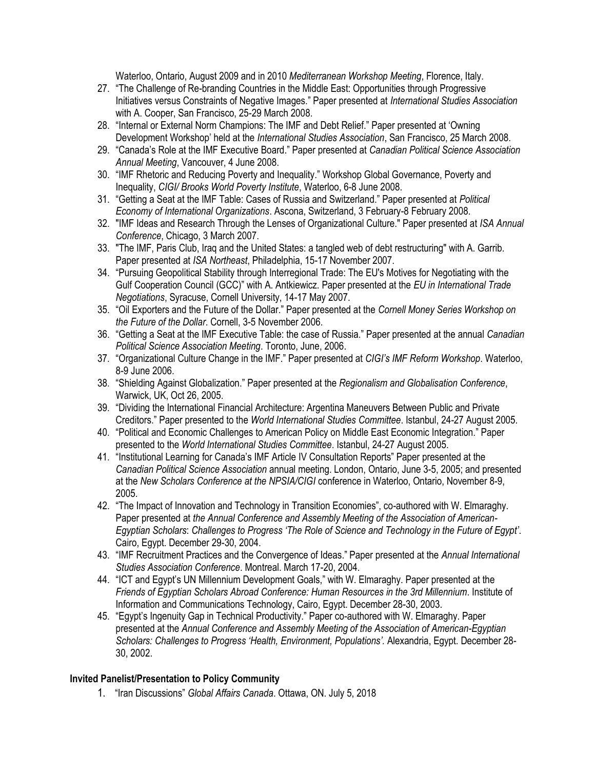Waterloo, Ontario, August 2009 and in 2010 *Mediterranean Workshop Meeting*, Florence, Italy.

27. "The Challenge of Re-branding Countries in the Middle East: Opportunities through Progressive Initiatives versus Constraints of Negative Images." Paper presented at *International Studies Association* with A. Cooper, San Francisco, 25-29 March 2008.
28. "Internal or External Norm Champions: The IMF and Debt Relief." Paper presented at 'Owning Development Workshop' held at the *International Studies Association*, San Francisco, 25 March 2008.
29. "Canada's Role at the IMF Executive Board." Paper presented at *Canadian Political Science Association Annual Meeting*, Vancouver, 4 June 2008.
30. "IMF Rhetoric and Reducing Poverty and Inequality." Workshop Global Governance, Poverty and Inequality, *CIGI/ Brooks World Poverty Institute*, Waterloo, 6-8 June 2008.
31. "Getting a Seat at the IMF Table: Cases of Russia and Switzerland." Paper presented at *Political Economy of International Organizations*. Ascona, Switzerland, 3 February-8 February 2008.
32. "IMF Ideas and Research Through the Lenses of Organizational Culture." Paper presented at *ISA Annual Conference*, Chicago, 3 March 2007.
33. "The IMF, Paris Club, Iraq and the United States: a tangled web of debt restructuring" with A. Garrib. Paper presented at *ISA Northeast*, Philadelphia, 15-17 November 2007.
34. "Pursuing Geopolitical Stability through Interregional Trade: The EU's Motives for Negotiating with the Gulf Cooperation Council (GCC)" with A. Antkiewicz. Paper presented at the *EU in International Trade Negotiations*, Syracuse, Cornell University, 14-17 May 2007.
35. "Oil Exporters and the Future of the Dollar." Paper presented at the *Cornell Money Series Workshop on the Future of the Dollar*. Cornell, 3-5 November 2006.
36. "Getting a Seat at the IMF Executive Table: the case of Russia." Paper presented at the annual *Canadian Political Science Association Meeting*. Toronto, June, 2006.
37. "Organizational Culture Change in the IMF." Paper presented at *CIGI's IMF Reform Workshop*. Waterloo, 8-9 June 2006.
38. "Shielding Against Globalization." Paper presented at the *Regionalism and Globalisation Conference*, Warwick, UK, Oct 26, 2005.
39. "Dividing the International Financial Architecture: Argentina Maneuvers Between Public and Private Creditors." Paper presented to the *World International Studies Committee*. Istanbul, 24-27 August 2005.
40. "Political and Economic Challenges to American Policy on Middle East Economic Integration." Paper presented to the *World International Studies Committee*. Istanbul, 24-27 August 2005.
41. "Institutional Learning for Canada's IMF Article IV Consultation Reports" Paper presented at the *Canadian Political Science Association* annual meeting. London, Ontario, June 3-5, 2005; and presented at the *New Scholars Conference at the NPSIA/CIGI* conference in Waterloo, Ontario, November 8-9, 2005.
42. "The Impact of Innovation and Technology in Transition Economies", co-authored with W. Elmaraghy. Paper presented at *the Annual Conference and Assembly Meeting of the Association of American-Egyptian Scholars*: *Challenges to Progress 'The Role of Science and Technology in the Future of Egypt'*. Cairo, Egypt. December 29-30, 2004.
43. "IMF Recruitment Practices and the Convergence of Ideas." Paper presented at the *Annual International Studies Association Conference*. Montreal. March 17-20, 2004.
44. "ICT and Egypt's UN Millennium Development Goals," with W. Elmaraghy. Paper presented at the *Friends of Egyptian Scholars Abroad Conference: Human Resources in the 3rd Millennium*. Institute of Information and Communications Technology, Cairo, Egypt. December 28-30, 2003.
45. "Egypt's Ingenuity Gap in Technical Productivity." Paper co-authored with W. Elmaraghy. Paper presented at the *Annual Conference and Assembly Meeting of the Association of American-Egyptian Scholars: Challenges to Progress 'Health, Environment, Populations'*. Alexandria, Egypt. December 28-30, 2002.

**Invited Panelist/Presentation to Policy Community**

1. "Iran Discussions" *Global Affairs Canada*. Ottawa, ON. July 5, 2018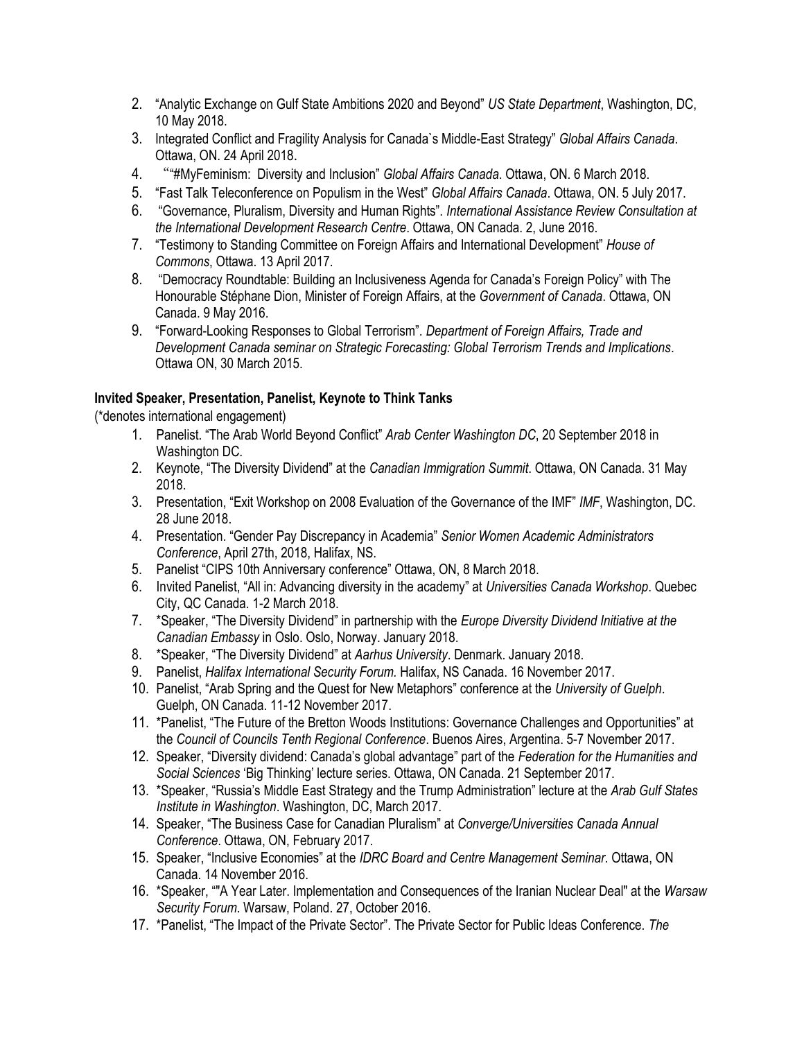2. "Analytic Exchange on Gulf State Ambitions 2020 and Beyond" *US State Department*, Washington, DC, 10 May 2018.
3. Integrated Conflict and Fragility Analysis for Canada`s Middle-East Strategy" *Global Affairs Canada*. Ottawa, ON. 24 April 2018.
4. ""#MyFeminism: Diversity and Inclusion" *Global Affairs Canada*. Ottawa, ON. 6 March 2018.
5. "Fast Talk Teleconference on Populism in the West" *Global Affairs Canada*. Ottawa, ON. 5 July 2017.
6. "Governance, Pluralism, Diversity and Human Rights". *International Assistance Review Consultation at the International Development Research Centre*. Ottawa, ON Canada. 2, June 2016.
7. "Testimony to Standing Committee on Foreign Affairs and International Development" *House of Commons*, Ottawa. 13 April 2017.
8. "Democracy Roundtable: Building an Inclusiveness Agenda for Canada's Foreign Policy" with The Honourable Stéphane Dion, Minister of Foreign Affairs, at the *Government of Canada*. Ottawa, ON Canada. 9 May 2016.
9. "Forward-Looking Responses to Global Terrorism". *Department of Foreign Affairs, Trade and Development Canada seminar on Strategic Forecasting: Global Terrorism Trends and Implications*. Ottawa ON, 30 March 2015.

**Invited Speaker, Presentation, Panelist, Keynote to Think Tanks**

(*denotes international engagement)

1. Panelist. "The Arab World Beyond Conflict" *Arab Center Washington DC*, 20 September 2018 in Washington DC.
2. Keynote, "The Diversity Dividend" at the *Canadian Immigration Summit*. Ottawa, ON Canada. 31 May 2018.
3. Presentation, "Exit Workshop on 2008 Evaluation of the Governance of the IMF" *IMF*, Washington, DC. 28 June 2018.
4. Presentation. "Gender Pay Discrepancy in Academia" *Senior Women Academic Administrators Conference*, April 27th, 2018, Halifax, NS.
5. Panelist "CIPS 10th Anniversary conference" Ottawa, ON, 8 March 2018.
6. Invited Panelist, "All in: Advancing diversity in the academy" at *Universities Canada Workshop*. Quebec City, QC Canada. 1-2 March 2018.
7. *Speaker, "The Diversity Dividend" in partnership with the *Europe Diversity Dividend Initiative at the Canadian Embassy* in Oslo. Oslo, Norway. January 2018.
8. *Speaker, "The Diversity Dividend" at *Aarhus University*. Denmark. January 2018.
9. Panelist, *Halifax International Security Forum.* Halifax, NS Canada. 16 November 2017.
10. Panelist, "Arab Spring and the Quest for New Metaphors" conference at the *University of Guelph*. Guelph, ON Canada. 11-12 November 2017.
11. *Panelist, "The Future of the Bretton Woods Institutions: Governance Challenges and Opportunities" at the *Council of Councils Tenth Regional Conference*. Buenos Aires, Argentina. 5-7 November 2017.
12. Speaker, "Diversity dividend: Canada's global advantage" part of the *Federation for the Humanities and Social Sciences* 'Big Thinking' lecture series. Ottawa, ON Canada. 21 September 2017.
13. *Speaker, "Russia's Middle East Strategy and the Trump Administration" lecture at the *Arab Gulf States Institute in Washington*. Washington, DC, March 2017.
14. Speaker, "The Business Case for Canadian Pluralism" at *Converge/Universities Canada Annual Conference*. Ottawa, ON, February 2017.
15. Speaker, "Inclusive Economies" at the *IDRC Board and Centre Management Seminar*. Ottawa, ON Canada. 14 November 2016.
16. *Speaker, ""A Year Later. Implementation and Consequences of the Iranian Nuclear Deal" at the *Warsaw Security Forum*. Warsaw, Poland. 27, October 2016.
17. *Panelist, "The Impact of the Private Sector". The Private Sector for Public Ideas Conference. *The*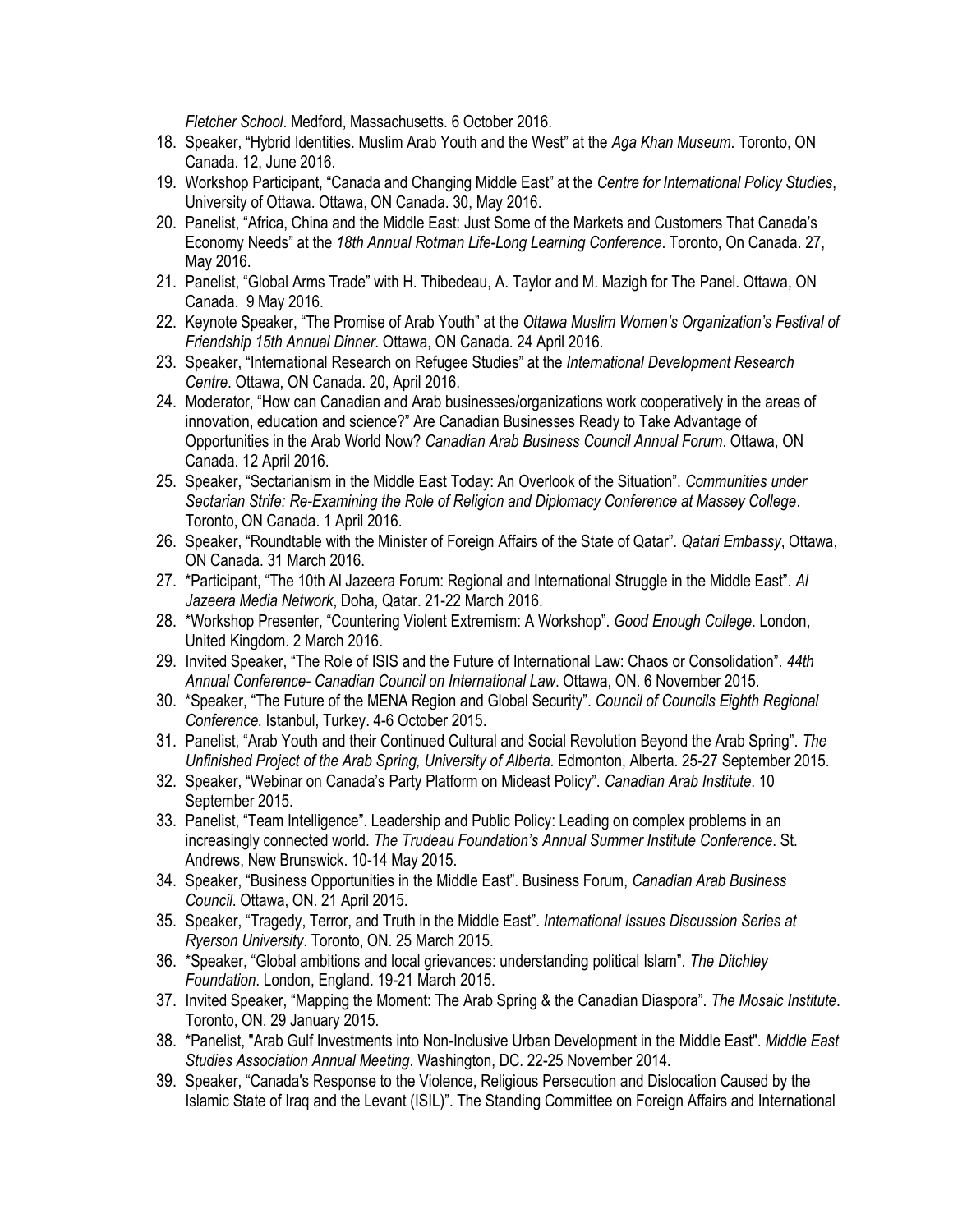*Fletcher School*. Medford, Massachusetts. 6 October 2016.

18. Speaker, "Hybrid Identities. Muslim Arab Youth and the West" at the *Aga Khan Museum*. Toronto, ON Canada. 12, June 2016.
19. Workshop Participant, "Canada and Changing Middle East" at the *Centre for International Policy Studies*, University of Ottawa. Ottawa, ON Canada. 30, May 2016.
20. Panelist, "Africa, China and the Middle East: Just Some of the Markets and Customers That Canada's Economy Needs" at the *18th Annual Rotman Life-Long Learning Conference*. Toronto, On Canada. 27, May 2016.
21. Panelist, "Global Arms Trade" with H. Thibedeau, A. Taylor and M. Mazigh for The Panel. Ottawa, ON Canada. 9 May 2016.
22. Keynote Speaker, "The Promise of Arab Youth" at the *Ottawa Muslim Women's Organization's Festival of Friendship 15th Annual Dinner*. Ottawa, ON Canada. 24 April 2016.
23. Speaker, "International Research on Refugee Studies" at the *International Development Research Centre*. Ottawa, ON Canada. 20, April 2016.
24. Moderator, "How can Canadian and Arab businesses/organizations work cooperatively in the areas of innovation, education and science?" Are Canadian Businesses Ready to Take Advantage of Opportunities in the Arab World Now? *Canadian Arab Business Council Annual Forum*. Ottawa, ON Canada. 12 April 2016.
25. Speaker, "Sectarianism in the Middle East Today: An Overlook of the Situation". *Communities under Sectarian Strife: Re-Examining the Role of Religion and Diplomacy Conference at Massey College*. Toronto, ON Canada. 1 April 2016.
26. Speaker, "Roundtable with the Minister of Foreign Affairs of the State of Qatar". *Qatari Embassy*, Ottawa, ON Canada. 31 March 2016.
27. *Participant, "The 10th Al Jazeera Forum: Regional and International Struggle in the Middle East". *Al Jazeera Media Network*, Doha, Qatar. 21-22 March 2016.
28. *Workshop Presenter, "Countering Violent Extremism: A Workshop". *Good Enough College*. London, United Kingdom. 2 March 2016.
29. Invited Speaker, "The Role of ISIS and the Future of International Law: Chaos or Consolidation". *44th Annual Conference- Canadian Council on International Law*. Ottawa, ON. 6 November 2015.
30. *Speaker, "The Future of the MENA Region and Global Security". *Council of Councils Eighth Regional Conference.* Istanbul, Turkey. 4-6 October 2015.
31. Panelist, "Arab Youth and their Continued Cultural and Social Revolution Beyond the Arab Spring". *The Unfinished Project of the Arab Spring, University of Alberta*. Edmonton, Alberta. 25-27 September 2015.
32. Speaker, "Webinar on Canada's Party Platform on Mideast Policy". *Canadian Arab Institute*. 10 September 2015.
33. Panelist, "Team Intelligence". Leadership and Public Policy: Leading on complex problems in an increasingly connected world. *The Trudeau Foundation's Annual Summer Institute Conference*. St. Andrews, New Brunswick. 10-14 May 2015.
34. Speaker, "Business Opportunities in the Middle East". Business Forum, *Canadian Arab Business Council*. Ottawa, ON. 21 April 2015.
35. Speaker, "Tragedy, Terror, and Truth in the Middle East". *International Issues Discussion Series at Ryerson University*. Toronto, ON. 25 March 2015.
36. *Speaker, "Global ambitions and local grievances: understanding political Islam". *The Ditchley Foundation*. London, England. 19-21 March 2015.
37. Invited Speaker, "Mapping the Moment: The Arab Spring & the Canadian Diaspora". *The Mosaic Institute*. Toronto, ON. 29 January 2015.
38. *Panelist, "Arab Gulf Investments into Non-Inclusive Urban Development in the Middle East". *Middle East Studies Association Annual Meeting*. Washington, DC. 22-25 November 2014.
39. Speaker, "Canada's Response to the Violence, Religious Persecution and Dislocation Caused by the Islamic State of Iraq and the Levant (ISIL)". The Standing Committee on Foreign Affairs and International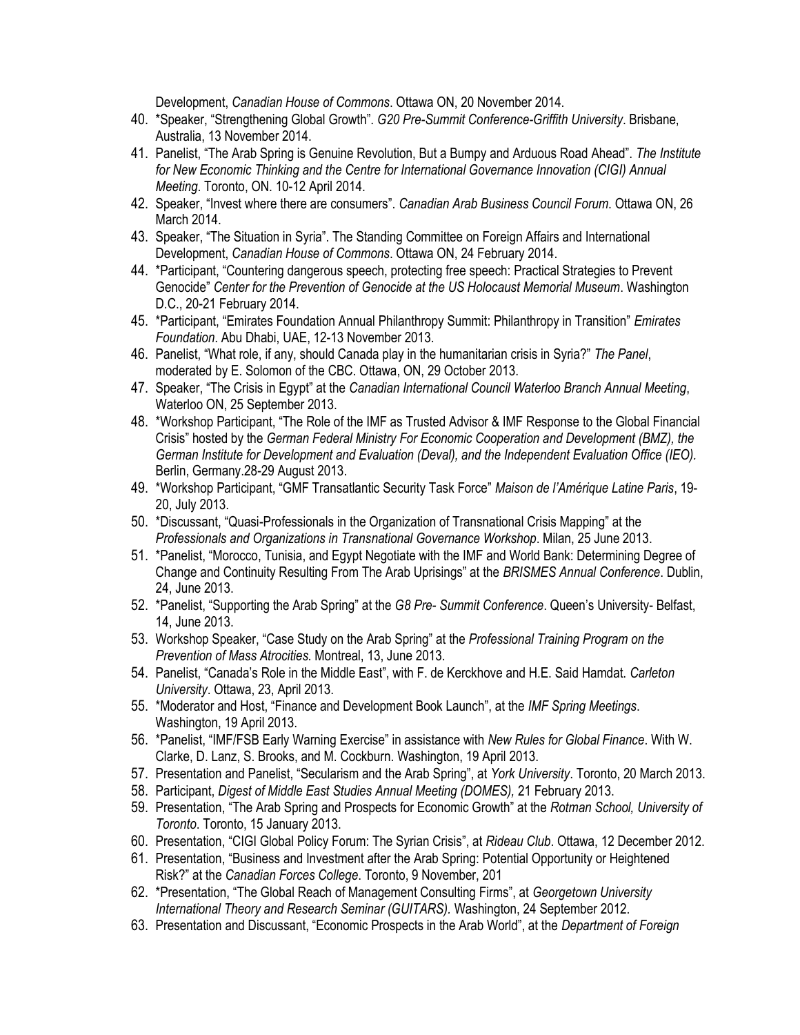Development, *Canadian House of Commons*. Ottawa ON, 20 November 2014.

40. *Speaker, "Strengthening Global Growth". *G20 Pre-Summit Conference-Griffith University*. Brisbane, Australia, 13 November 2014.
41. Panelist, "The Arab Spring is Genuine Revolution, But a Bumpy and Arduous Road Ahead". *The Institute for New Economic Thinking and the Centre for International Governance Innovation (CIGI) Annual Meeting*. Toronto, ON. 10-12 April 2014.
42. Speaker, "Invest where there are consumers". *Canadian Arab Business Council Forum*. Ottawa ON, 26 March 2014.
43. Speaker, "The Situation in Syria". The Standing Committee on Foreign Affairs and International Development, *Canadian House of Commons*. Ottawa ON, 24 February 2014.
44. *Participant, "Countering dangerous speech, protecting free speech: Practical Strategies to Prevent Genocide" *Center for the Prevention of Genocide at the US Holocaust Memorial Museum*. Washington D.C., 20-21 February 2014.
45. *Participant, "Emirates Foundation Annual Philanthropy Summit: Philanthropy in Transition" *Emirates Foundation*. Abu Dhabi, UAE, 12-13 November 2013.
46. Panelist, "What role, if any, should Canada play in the humanitarian crisis in Syria?" *The Panel*, moderated by E. Solomon of the CBC. Ottawa, ON, 29 October 2013.
47. Speaker, "The Crisis in Egypt" at the *Canadian International Council Waterloo Branch Annual Meeting*, Waterloo ON, 25 September 2013.
48. *Workshop Participant, "The Role of the IMF as Trusted Advisor & IMF Response to the Global Financial Crisis" hosted by the *German Federal Ministry For Economic Cooperation and Development (BMZ), the German Institute for Development and Evaluation (Deval), and the Independent Evaluation Office (IEO).* Berlin, Germany.28-29 August 2013.
49. *Workshop Participant, "GMF Transatlantic Security Task Force" *Maison de l'Amérique Latine Paris*, 19-20, July 2013.
50. *Discussant, "Quasi-Professionals in the Organization of Transnational Crisis Mapping" at the *Professionals and Organizations in Transnational Governance Workshop*. Milan, 25 June 2013.
51. *Panelist, "Morocco, Tunisia, and Egypt Negotiate with the IMF and World Bank: Determining Degree of Change and Continuity Resulting From The Arab Uprisings" at the *BRISMES Annual Conference*. Dublin, 24, June 2013.
52. *Panelist, "Supporting the Arab Spring" at the *G8 Pre- Summit Conference*. Queen's University- Belfast, 14, June 2013.
53. Workshop Speaker, "Case Study on the Arab Spring" at the *Professional Training Program on the Prevention of Mass Atrocities*. Montreal, 13, June 2013.
54. Panelist, "Canada's Role in the Middle East", with F. de Kerckhove and H.E. Said Hamdat. *Carleton University*. Ottawa, 23, April 2013.
55. *Moderator and Host, "Finance and Development Book Launch", at the *IMF Spring Meetings*. Washington, 19 April 2013.
56. *Panelist, "IMF/FSB Early Warning Exercise" in assistance with *New Rules for Global Finance*. With W. Clarke, D. Lanz, S. Brooks, and M. Cockburn. Washington, 19 April 2013.
57. Presentation and Panelist, "Secularism and the Arab Spring", at *York University*. Toronto, 20 March 2013.
58. Participant, *Digest of Middle East Studies Annual Meeting (DOMES),* 21 February 2013.
59. Presentation, "The Arab Spring and Prospects for Economic Growth" at the *Rotman School, University of Toronto*. Toronto, 15 January 2013.
60. Presentation, "CIGI Global Policy Forum: The Syrian Crisis", at *Rideau Club*. Ottawa, 12 December 2012.
61. Presentation, "Business and Investment after the Arab Spring: Potential Opportunity or Heightened Risk?" at the *Canadian Forces College*. Toronto, 9 November, 201
62. *Presentation, "The Global Reach of Management Consulting Firms", at *Georgetown University International Theory and Research Seminar (GUITARS)*. Washington, 24 September 2012.
63. Presentation and Discussant, "Economic Prospects in the Arab World", at the *Department of Foreign*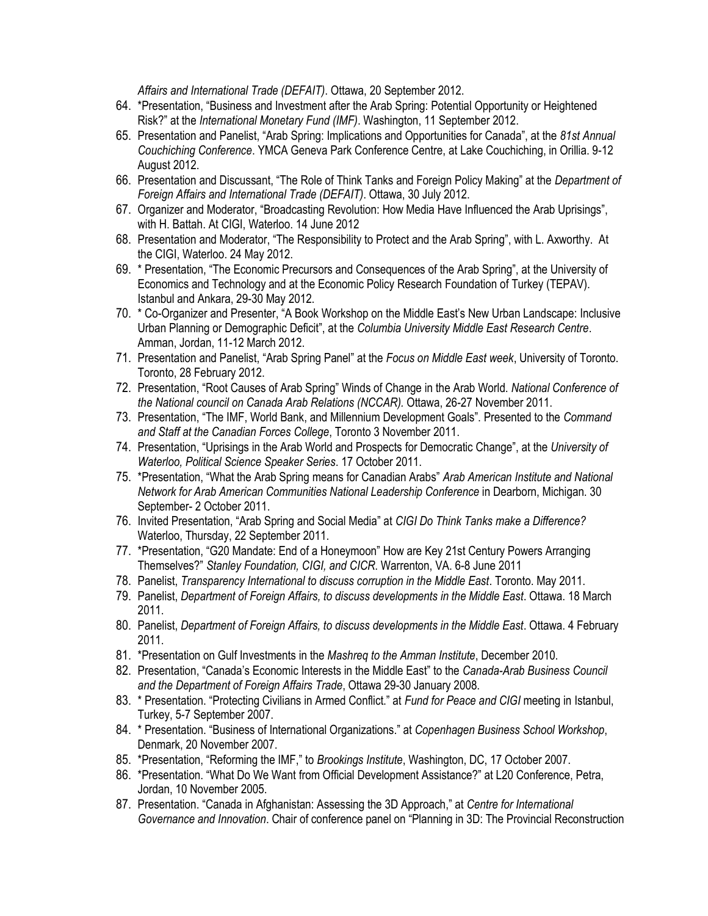*Affairs and International Trade (DEFAIT)*. Ottawa, 20 September 2012.

64. *Presentation, "Business and Investment after the Arab Spring: Potential Opportunity or Heightened Risk?" at the *International Monetary Fund (IMF)*. Washington, 11 September 2012.
65. Presentation and Panelist, "Arab Spring: Implications and Opportunities for Canada", at the *81st Annual Couchiching Conference*. YMCA Geneva Park Conference Centre, at Lake Couchiching, in Orillia. 9-12 August 2012.
66. Presentation and Discussant, "The Role of Think Tanks and Foreign Policy Making" at the *Department of Foreign Affairs and International Trade (DEFAIT)*. Ottawa, 30 July 2012.
67. Organizer and Moderator, "Broadcasting Revolution: How Media Have Influenced the Arab Uprisings", with H. Battah. At CIGI, Waterloo. 14 June 2012
68. Presentation and Moderator, "The Responsibility to Protect and the Arab Spring", with L. Axworthy. At the CIGI, Waterloo. 24 May 2012.
69. * Presentation, "The Economic Precursors and Consequences of the Arab Spring", at the University of Economics and Technology and at the Economic Policy Research Foundation of Turkey (TEPAV). Istanbul and Ankara, 29-30 May 2012.
70. * Co-Organizer and Presenter, "A Book Workshop on the Middle East's New Urban Landscape: Inclusive Urban Planning or Demographic Deficit", at the *Columbia University Middle East Research Centre*. Amman, Jordan, 11-12 March 2012.
71. Presentation and Panelist, "Arab Spring Panel" at the *Focus on Middle East week*, University of Toronto. Toronto, 28 February 2012.
72. Presentation, "Root Causes of Arab Spring" Winds of Change in the Arab World. *National Conference of the National council on Canada Arab Relations (NCCAR).* Ottawa, 26-27 November 2011.
73. Presentation, "The IMF, World Bank, and Millennium Development Goals". Presented to the *Command and Staff at the Canadian Forces College*, Toronto 3 November 2011.
74. Presentation, "Uprisings in the Arab World and Prospects for Democratic Change", at the *University of Waterloo, Political Science Speaker Series*. 17 October 2011.
75. *Presentation, "What the Arab Spring means for Canadian Arabs" *Arab American Institute and National Network for Arab American Communities National Leadership Conference* in Dearborn, Michigan. 30 September- 2 October 2011.
76. Invited Presentation, "Arab Spring and Social Media" at *CIGI Do Think Tanks make a Difference?* Waterloo, Thursday, 22 September 2011.
77. *Presentation, "G20 Mandate: End of a Honeymoon" How are Key 21st Century Powers Arranging Themselves?" *Stanley Foundation, CIGI, and CICR*. Warrenton, VA. 6-8 June 2011
78. Panelist, *Transparency International to discuss corruption in the Middle East*. Toronto. May 2011.
79. Panelist, *Department of Foreign Affairs, to discuss developments in the Middle East*. Ottawa. 18 March 2011.
80. Panelist, *Department of Foreign Affairs, to discuss developments in the Middle East*. Ottawa. 4 February 2011.
81. *Presentation on Gulf Investments in the *Mashreq to the Amman Institute*, December 2010.
82. Presentation, "Canada's Economic Interests in the Middle East" to the *Canada-Arab Business Council and the Department of Foreign Affairs Trade*, Ottawa 29-30 January 2008.
83. * Presentation. "Protecting Civilians in Armed Conflict." at *Fund for Peace and CIGI* meeting in Istanbul, Turkey, 5-7 September 2007.
84. * Presentation. "Business of International Organizations." at *Copenhagen Business School Workshop*, Denmark, 20 November 2007.
85. *Presentation, "Reforming the IMF," to *Brookings Institute*, Washington, DC, 17 October 2007.
86. *Presentation. "What Do We Want from Official Development Assistance?" at L20 Conference, Petra, Jordan, 10 November 2005.
87. Presentation. "Canada in Afghanistan: Assessing the 3D Approach," at *Centre for International Governance and Innovation*. Chair of conference panel on "Planning in 3D: The Provincial Reconstruction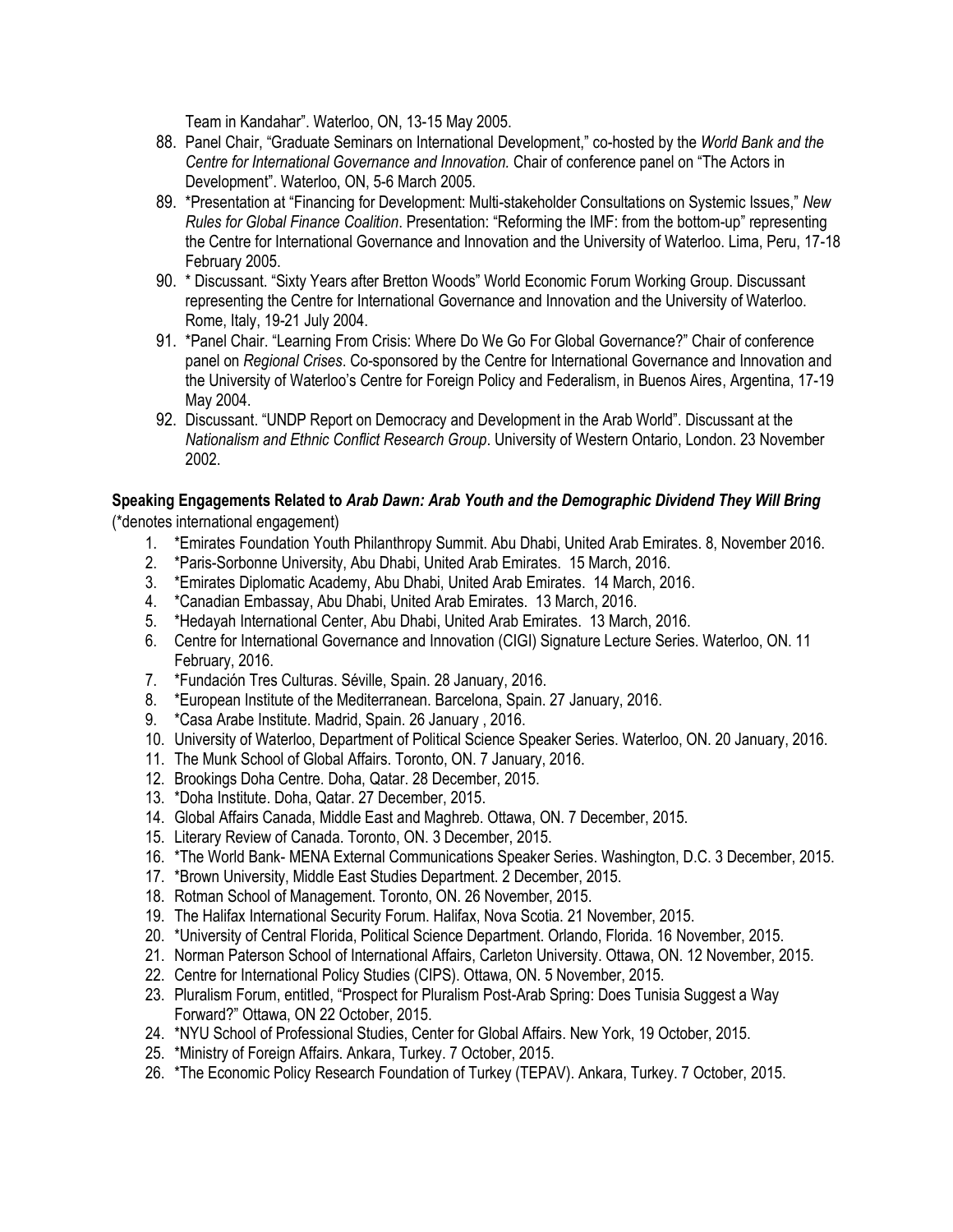Team in Kandahar". Waterloo, ON, 13-15 May 2005.

88. Panel Chair, "Graduate Seminars on International Development," co-hosted by the *World Bank and the Centre for International Governance and Innovation.* Chair of conference panel on "The Actors in Development". Waterloo, ON, 5-6 March 2005.
89. *Presentation at "Financing for Development: Multi-stakeholder Consultations on Systemic Issues," *New Rules for Global Finance Coalition*. Presentation: "Reforming the IMF: from the bottom-up" representing the Centre for International Governance and Innovation and the University of Waterloo. Lima, Peru, 17-18 February 2005.
90. * Discussant. "Sixty Years after Bretton Woods" World Economic Forum Working Group. Discussant representing the Centre for International Governance and Innovation and the University of Waterloo. Rome, Italy, 19-21 July 2004.
91. *Panel Chair. "Learning From Crisis: Where Do We Go For Global Governance?" Chair of conference panel on *Regional Crises*. Co-sponsored by the Centre for International Governance and Innovation and the University of Waterloo's Centre for Foreign Policy and Federalism, in Buenos Aires, Argentina, 17-19 May 2004.
92. Discussant. "UNDP Report on Democracy and Development in the Arab World". Discussant at the *Nationalism and Ethnic Conflict Research Group*. University of Western Ontario, London. 23 November 2002.

**Speaking Engagements Related to *Arab Dawn: Arab Youth and the Demographic Dividend They Will Bring***
(*denotes international engagement)

1. *Emirates Foundation Youth Philanthropy Summit. Abu Dhabi, United Arab Emirates. 8, November 2016.
2. *Paris-Sorbonne University, Abu Dhabi, United Arab Emirates. 15 March, 2016.
3. *Emirates Diplomatic Academy, Abu Dhabi, United Arab Emirates. 14 March, 2016.
4. *Canadian Embassay, Abu Dhabi, United Arab Emirates. 13 March, 2016.
5. *Hedayah International Center, Abu Dhabi, United Arab Emirates. 13 March, 2016.
6. Centre for International Governance and Innovation (CIGI) Signature Lecture Series. Waterloo, ON. 11 February, 2016.
7. *Fundación Tres Culturas. Séville, Spain. 28 January, 2016.
8. *European Institute of the Mediterranean. Barcelona, Spain. 27 January, 2016.
9. *Casa Arabe Institute. Madrid, Spain. 26 January , 2016.
10. University of Waterloo, Department of Political Science Speaker Series. Waterloo, ON. 20 January, 2016.
11. The Munk School of Global Affairs. Toronto, ON. 7 January, 2016.
12. Brookings Doha Centre. Doha, Qatar. 28 December, 2015.
13. *Doha Institute. Doha, Qatar. 27 December, 2015.
14. Global Affairs Canada, Middle East and Maghreb. Ottawa, ON. 7 December, 2015.
15. Literary Review of Canada. Toronto, ON. 3 December, 2015.
16. *The World Bank- MENA External Communications Speaker Series. Washington, D.C. 3 December, 2015.
17. *Brown University, Middle East Studies Department. 2 December, 2015.
18. Rotman School of Management. Toronto, ON. 26 November, 2015.
19. The Halifax International Security Forum. Halifax, Nova Scotia. 21 November, 2015.
20. *University of Central Florida, Political Science Department. Orlando, Florida. 16 November, 2015.
21. Norman Paterson School of International Affairs, Carleton University. Ottawa, ON. 12 November, 2015.
22. Centre for International Policy Studies (CIPS). Ottawa, ON. 5 November, 2015.
23. Pluralism Forum, entitled, "Prospect for Pluralism Post-Arab Spring: Does Tunisia Suggest a Way Forward?" Ottawa, ON 22 October, 2015.
24. *NYU School of Professional Studies, Center for Global Affairs. New York, 19 October, 2015.
25. *Ministry of Foreign Affairs. Ankara, Turkey. 7 October, 2015.
26. *The Economic Policy Research Foundation of Turkey (TEPAV). Ankara, Turkey. 7 October, 2015.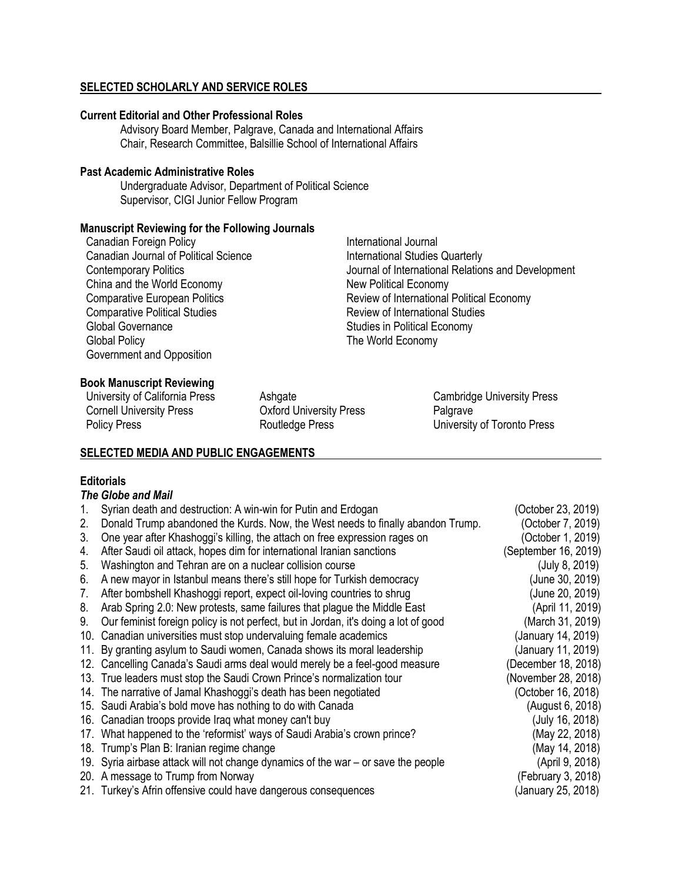## SELECTED SCHOLARLY AND SERVICE ROLES

### Current Editorial and Other Professional Roles

Advisory Board Member, Palgrave, Canada and International Affairs
Chair, Research Committee, Balsillie School of International Affairs

### Past Academic Administrative Roles

Undergraduate Advisor, Department of Political Science
Supervisor, CIGI Junior Fellow Program

### Manuscript Reviewing for the Following Journals

Canadian Foreign Policy
Canadian Journal of Political Science
Contemporary Politics
China and the World Economy
Comparative European Politics
Comparative Political Studies
Global Governance
Global Policy
Government and Opposition
International Journal
International Studies Quarterly
Journal of International Relations and Development
New Political Economy
Review of International Political Economy
Review of International Studies
Studies in Political Economy
The World Economy

### Book Manuscript Reviewing

University of California Press
Cornell University Press
Policy Press
Ashgate
Oxford University Press
Routledge Press
Cambridge University Press
Palgrave
University of Toronto Press

## SELECTED MEDIA AND PUBLIC ENGAGEMENTS

### Editorials

***The Globe and Mail***

1. Syrian death and destruction: A win-win for Putin and Erdogan (October 23, 2019)
2. Donald Trump abandoned the Kurds. Now, the West needs to finally abandon Trump. (October 7, 2019)
3. One year after Khashoggi's killing, the attach on free expression rages on (October 1, 2019)
4. After Saudi oil attack, hopes dim for international Iranian sanctions (September 16, 2019)
5. Washington and Tehran are on a nuclear collision course (July 8, 2019)
6. A new mayor in Istanbul means there's still hope for Turkish democracy (June 30, 2019)
7. After bombshell Khashoggi report, expect oil-loving countries to shrug (June 20, 2019)
8. Arab Spring 2.0: New protests, same failures that plague the Middle East (April 11, 2019)
9. Our feminist foreign policy is not perfect, but in Jordan, it's doing a lot of good (March 31, 2019)
10. Canadian universities must stop undervaluing female academics (January 14, 2019)
11. By granting asylum to Saudi women, Canada shows its moral leadership (January 11, 2019)
12. Cancelling Canada's Saudi arms deal would merely be a feel-good measure (December 18, 2018)
13. True leaders must stop the Saudi Crown Prince's normalization tour (November 28, 2018)
14. The narrative of Jamal Khashoggi's death has been negotiated (October 16, 2018)
15. Saudi Arabia's bold move has nothing to do with Canada (August 6, 2018)
16. Canadian troops provide Iraq what money can't buy (July 16, 2018)
17. What happened to the 'reformist' ways of Saudi Arabia's crown prince? (May 22, 2018)
18. Trump's Plan B: Iranian regime change (May 14, 2018)
19. Syria airbase attack will not change dynamics of the war – or save the people (April 9, 2018)
20. A message to Trump from Norway (February 3, 2018)
21. Turkey's Afrin offensive could have dangerous consequences (January 25, 2018)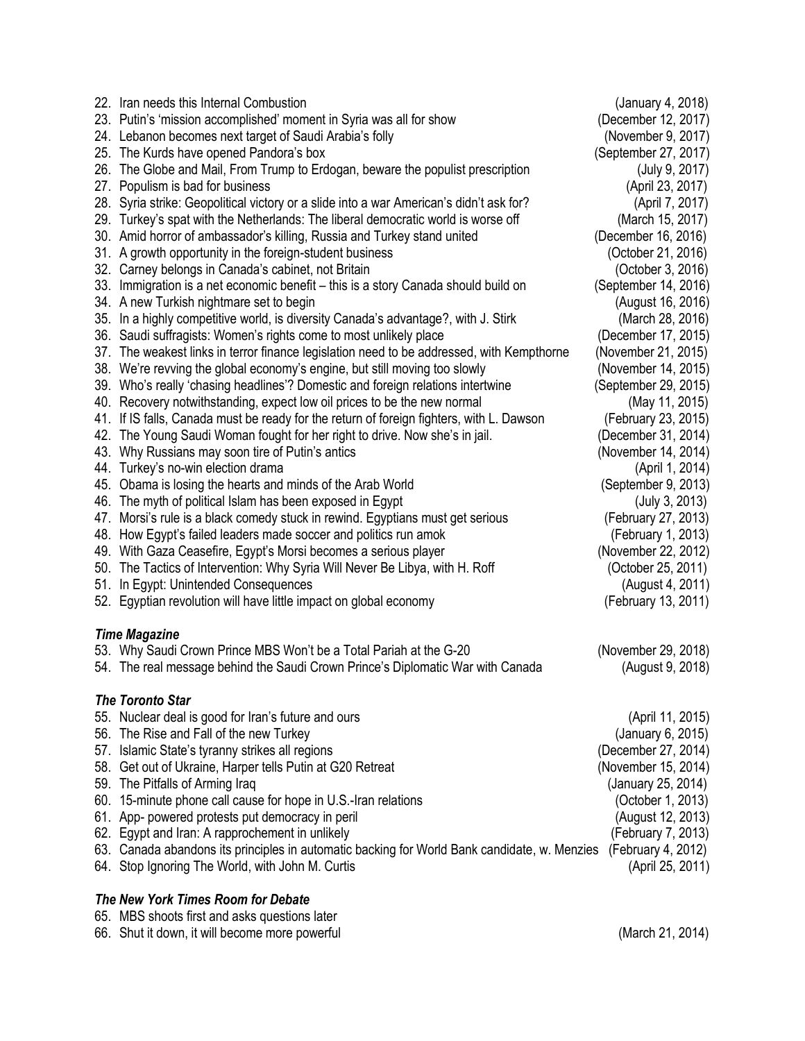22. Iran needs this Internal Combustion (January 4, 2018)
23. Putin's 'mission accomplished' moment in Syria was all for show (December 12, 2017)
24. Lebanon becomes next target of Saudi Arabia's folly (November 9, 2017)
25. The Kurds have opened Pandora's box (September 27, 2017)
26. The Globe and Mail, From Trump to Erdogan, beware the populist prescription (July 9, 2017)
27. Populism is bad for business (April 23, 2017)
28. Syria strike: Geopolitical victory or a slide into a war American's didn't ask for? (April 7, 2017)
29. Turkey's spat with the Netherlands: The liberal democratic world is worse off (March 15, 2017)
30. Amid horror of ambassador's killing, Russia and Turkey stand united (December 16, 2016)
31. A growth opportunity in the foreign-student business (October 21, 2016)
32. Carney belongs in Canada's cabinet, not Britain (October 3, 2016)
33. Immigration is a net economic benefit – this is a story Canada should build on (September 14, 2016)
34. A new Turkish nightmare set to begin (August 16, 2016)
35. In a highly competitive world, is diversity Canada's advantage?, with J. Stirk (March 28, 2016)
36. Saudi suffragists: Women's rights come to most unlikely place (December 17, 2015)
37. The weakest links in terror finance legislation need to be addressed, with Kempthorne (November 21, 2015)
38. We're revving the global economy's engine, but still moving too slowly (November 14, 2015)
39. Who's really 'chasing headlines'? Domestic and foreign relations intertwine (September 29, 2015)
40. Recovery notwithstanding, expect low oil prices to be the new normal (May 11, 2015)
41. If IS falls, Canada must be ready for the return of foreign fighters, with L. Dawson (February 23, 2015)
42. The Young Saudi Woman fought for her right to drive. Now she's in jail. (December 31, 2014)
43. Why Russians may soon tire of Putin's antics (November 14, 2014)
44. Turkey's no-win election drama (April 1, 2014)
45. Obama is losing the hearts and minds of the Arab World (September 9, 2013)
46. The myth of political Islam has been exposed in Egypt (July 3, 2013)
47. Morsi's rule is a black comedy stuck in rewind. Egyptians must get serious (February 27, 2013)
48. How Egypt's failed leaders made soccer and politics run amok (February 1, 2013)
49. With Gaza Ceasefire, Egypt's Morsi becomes a serious player (November 22, 2012)
50. The Tactics of Intervention: Why Syria Will Never Be Libya, with H. Roff (October 25, 2011)
51. In Egypt: Unintended Consequences (August 4, 2011)
52. Egyptian revolution will have little impact on global economy (February 13, 2011)

### *Time Magazine*

53. Why Saudi Crown Prince MBS Won't be a Total Pariah at the G-20 (November 29, 2018)
54. The real message behind the Saudi Crown Prince's Diplomatic War with Canada (August 9, 2018)

### *The Toronto Star*

55. Nuclear deal is good for Iran's future and ours (April 11, 2015)
56. The Rise and Fall of the new Turkey (January 6, 2015)
57. Islamic State's tyranny strikes all regions (December 27, 2014)
58. Get out of Ukraine, Harper tells Putin at G20 Retreat (November 15, 2014)
59. The Pitfalls of Arming Iraq (January 25, 2014)
60. 15-minute phone call cause for hope in U.S.-Iran relations (October 1, 2013)
61. App- powered protests put democracy in peril (August 12, 2013)
62. Egypt and Iran: A rapprochement in unlikely (February 7, 2013)
63. Canada abandons its principles in automatic backing for World Bank candidate, w. Menzies (February 4, 2012)
64. Stop Ignoring The World, with John M. Curtis (April 25, 2011)

### *The New York Times Room for Debate*

65. MBS shoots first and asks questions later
66. Shut it down, it will become more powerful (March 21, 2014)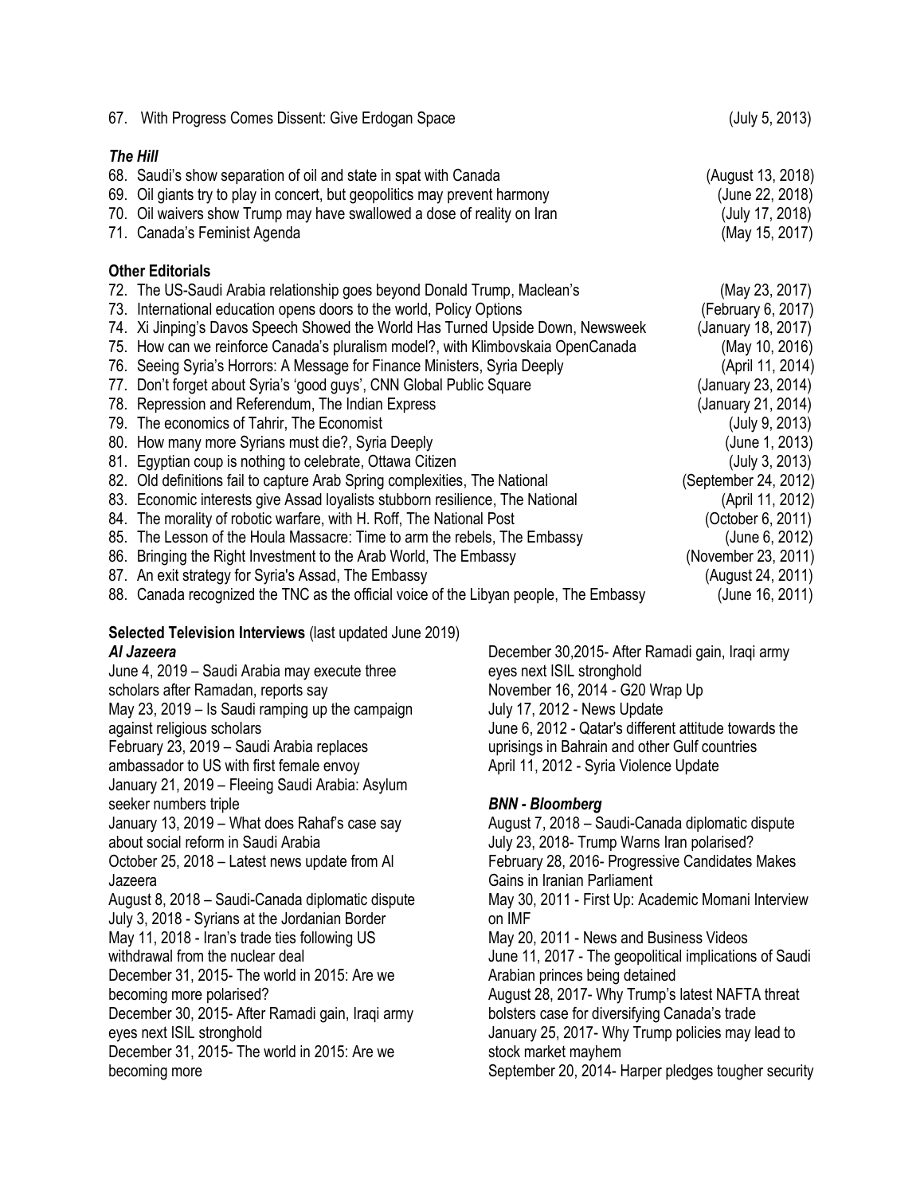67. With Progress Comes Dissent: Give Erdogan Space (July 5, 2013)

### *The Hill*

68. Saudi's show separation of oil and state in spat with Canada (August 13, 2018)
69. Oil giants try to play in concert, but geopolitics may prevent harmony (June 22, 2018)
70. Oil waivers show Trump may have swallowed a dose of reality on Iran (July 17, 2018)
71. Canada's Feminist Agenda (May 15, 2017)

### Other Editorials

72. The US-Saudi Arabia relationship goes beyond Donald Trump, Maclean's (May 23, 2017)
73. International education opens doors to the world, Policy Options (February 6, 2017)
74. Xi Jinping's Davos Speech Showed the World Has Turned Upside Down, Newsweek (January 18, 2017)
75. How can we reinforce Canada's pluralism model?, with Klimbovskaia OpenCanada (May 10, 2016)
76. Seeing Syria's Horrors: A Message for Finance Ministers, Syria Deeply (April 11, 2014)
77. Don't forget about Syria's 'good guys', CNN Global Public Square (January 23, 2014)
78. Repression and Referendum, The Indian Express (January 21, 2014)
79. The economics of Tahrir, The Economist (July 9, 2013)
80. How many more Syrians must die?, Syria Deeply (June 1, 2013)
81. Egyptian coup is nothing to celebrate, Ottawa Citizen (July 3, 2013)
82. Old definitions fail to capture Arab Spring complexities, The National (September 24, 2012)
83. Economic interests give Assad loyalists stubborn resilience, The National (April 11, 2012)
84. The morality of robotic warfare, with H. Roff, The National Post (October 6, 2011)
85. The Lesson of the Houla Massacre: Time to arm the rebels, The Embassy (June 6, 2012)
86. Bringing the Right Investment to the Arab World, The Embassy (November 23, 2011)
87. An exit strategy for Syria's Assad, The Embassy (August 24, 2011)
88. Canada recognized the TNC as the official voice of the Libyan people, The Embassy (June 16, 2011)

### Selected Television Interviews (last updated June 2019)

#### *Al Jazeera*

June 4, 2019 – Saudi Arabia may execute three scholars after Ramadan, reports say
May 23, 2019 – Is Saudi ramping up the campaign against religious scholars
February 23, 2019 – Saudi Arabia replaces ambassador to US with first female envoy
January 21, 2019 – Fleeing Saudi Arabia: Asylum seeker numbers triple
January 13, 2019 – What does Rahaf's case say about social reform in Saudi Arabia
October 25, 2018 – Latest news update from Al Jazeera
August 8, 2018 – Saudi-Canada diplomatic dispute
July 3, 2018 - Syrians at the Jordanian Border
May 11, 2018 - Iran's trade ties following US withdrawal from the nuclear deal
December 31, 2015- The world in 2015: Are we becoming more polarised?
December 30, 2015- After Ramadi gain, Iraqi army eyes next ISIL stronghold
December 31, 2015- The world in 2015: Are we becoming more
December 30,2015- After Ramadi gain, Iraqi army eyes next ISIL stronghold
November 16, 2014 - G20 Wrap Up
July 17, 2012 - News Update
June 6, 2012 - Qatar's different attitude towards the uprisings in Bahrain and other Gulf countries
April 11, 2012 - Syria Violence Update

#### *BNN - Bloomberg*

August 7, 2018 – Saudi-Canada diplomatic dispute
July 23, 2018- Trump Warns Iran polarised?
February 28, 2016- Progressive Candidates Makes Gains in Iranian Parliament
May 30, 2011 - First Up: Academic Momani Interview on IMF
May 20, 2011 - News and Business Videos
June 11, 2017 - The geopolitical implications of Saudi Arabian princes being detained
August 28, 2017- Why Trump's latest NAFTA threat bolsters case for diversifying Canada's trade
January 25, 2017- Why Trump policies may lead to stock market mayhem
September 20, 2014- Harper pledges tougher security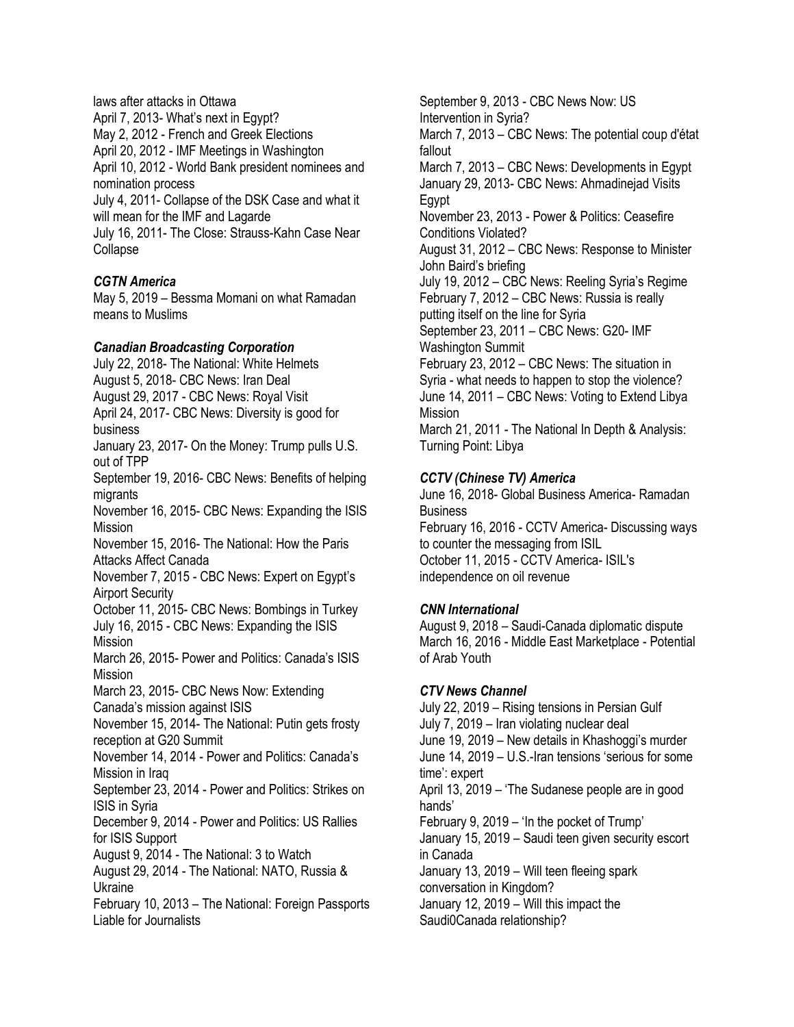laws after attacks in Ottawa
April 7, 2013- What's next in Egypt?
May 2, 2012 - French and Greek Elections
April 20, 2012 - IMF Meetings in Washington
April 10, 2012 - World Bank president nominees and nomination process
July 4, 2011- Collapse of the DSK Case and what it will mean for the IMF and Lagarde
July 16, 2011- The Close: Strauss-Kahn Case Near Collapse

***CGTN America***

May 5, 2019 – Bessma Momani on what Ramadan means to Muslims

***Canadian Broadcasting Corporation***

July 22, 2018- The National: White Helmets
August 5, 2018- CBC News: Iran Deal
August 29, 2017 - CBC News: Royal Visit
April 24, 2017- CBC News: Diversity is good for business
January 23, 2017- On the Money: Trump pulls U.S. out of TPP
September 19, 2016- CBC News: Benefits of helping migrants
November 16, 2015- CBC News: Expanding the ISIS Mission
November 15, 2016- The National: How the Paris Attacks Affect Canada
November 7, 2015 - CBC News: Expert on Egypt's Airport Security
October 11, 2015- CBC News: Bombings in Turkey
July 16, 2015 - CBC News: Expanding the ISIS Mission
March 26, 2015- Power and Politics: Canada's ISIS Mission
March 23, 2015- CBC News Now: Extending Canada's mission against ISIS
November 15, 2014- The National: Putin gets frosty reception at G20 Summit
November 14, 2014 - Power and Politics: Canada's Mission in Iraq
September 23, 2014 - Power and Politics: Strikes on ISIS in Syria
December 9, 2014 - Power and Politics: US Rallies for ISIS Support
August 9, 2014 - The National: 3 to Watch
August 29, 2014 - The National: NATO, Russia & Ukraine
February 10, 2013 – The National: Foreign Passports Liable for Journalists
September 9, 2013 - CBC News Now: US Intervention in Syria?
March 7, 2013 – CBC News: The potential coup d'état fallout
March 7, 2013 – CBC News: Developments in Egypt
January 29, 2013- CBC News: Ahmadinejad Visits Egypt
November 23, 2013 - Power & Politics: Ceasefire Conditions Violated?
August 31, 2012 – CBC News: Response to Minister John Baird's briefing
July 19, 2012 – CBC News: Reeling Syria's Regime
February 7, 2012 – CBC News: Russia is really putting itself on the line for Syria
September 23, 2011 – CBC News: G20- IMF Washington Summit
February 23, 2012 – CBC News: The situation in Syria - what needs to happen to stop the violence?
June 14, 2011 – CBC News: Voting to Extend Libya Mission
March 21, 2011 - The National In Depth & Analysis: Turning Point: Libya

***CCTV (Chinese TV) America***

June 16, 2018- Global Business America- Ramadan Business
February 16, 2016 - CCTV America- Discussing ways to counter the messaging from ISIL
October 11, 2015 - CCTV America- ISIL's independence on oil revenue

***CNN International***

August 9, 2018 – Saudi-Canada diplomatic dispute
March 16, 2016 - Middle East Marketplace - Potential of Arab Youth

***CTV News Channel***

July 22, 2019 – Rising tensions in Persian Gulf
July 7, 2019 – Iran violating nuclear deal
June 19, 2019 – New details in Khashoggi's murder
June 14, 2019 – U.S.-Iran tensions 'serious for some time': expert
April 13, 2019 – 'The Sudanese people are in good hands'
February 9, 2019 – 'In the pocket of Trump'
January 15, 2019 – Saudi teen given security escort in Canada
January 13, 2019 – Will teen fleeing spark conversation in Kingdom?
January 12, 2019 – Will this impact the Saudi0Canada relationship?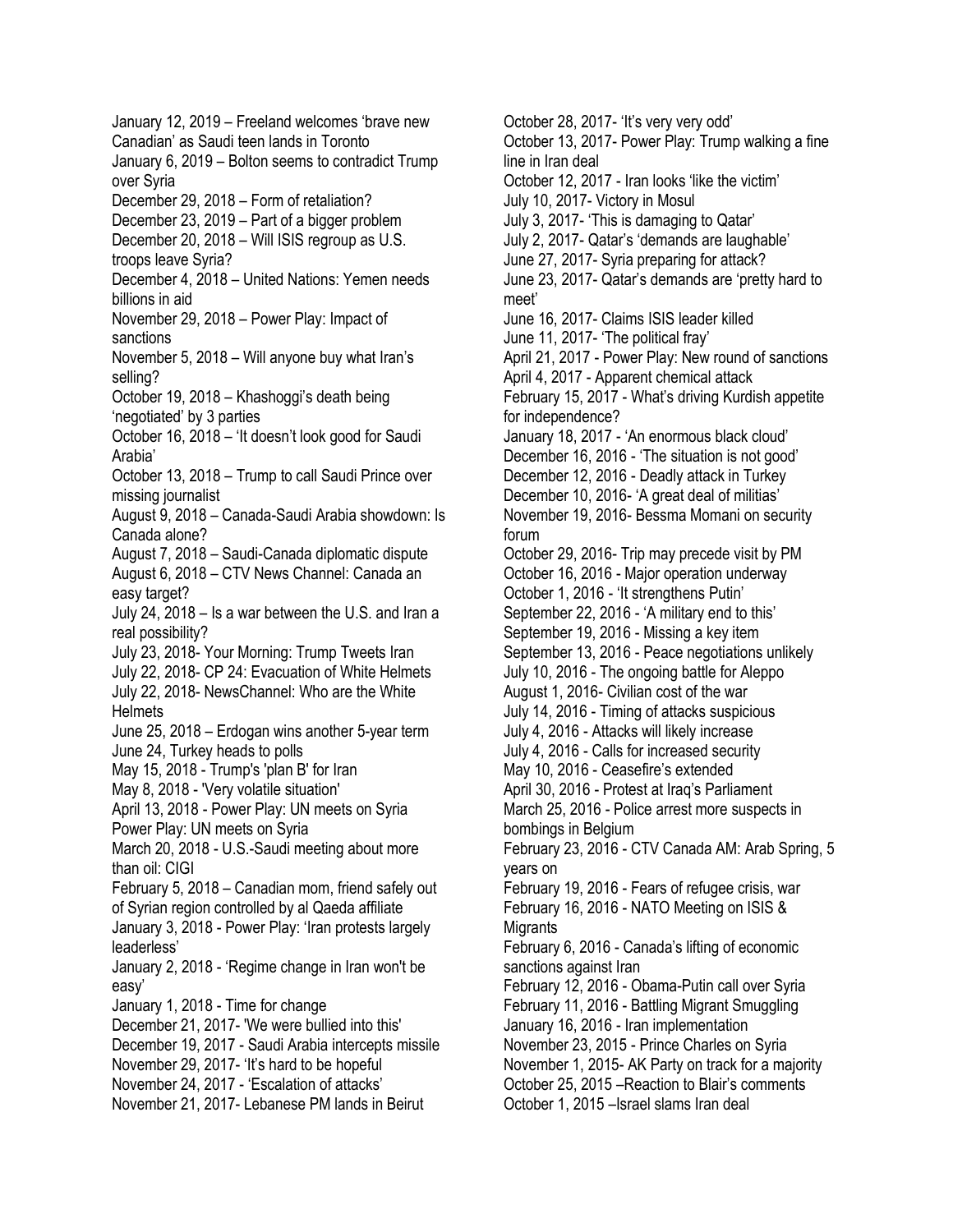January 12, 2019 – Freeland welcomes 'brave new Canadian' as Saudi teen lands in Toronto
January 6, 2019 – Bolton seems to contradict Trump over Syria
December 29, 2018 – Form of retaliation?
December 23, 2019 – Part of a bigger problem
December 20, 2018 – Will ISIS regroup as U.S. troops leave Syria?
December 4, 2018 – United Nations: Yemen needs billions in aid
November 29, 2018 – Power Play: Impact of sanctions
November 5, 2018 – Will anyone buy what Iran's selling?
October 19, 2018 – Khashoggi's death being 'negotiated' by 3 parties
October 16, 2018 – 'It doesn't look good for Saudi Arabia'
October 13, 2018 – Trump to call Saudi Prince over missing journalist
August 9, 2018 – Canada-Saudi Arabia showdown: Is Canada alone?
August 7, 2018 – Saudi-Canada diplomatic dispute
August 6, 2018 – CTV News Channel: Canada an easy target?
July 24, 2018 – Is a war between the U.S. and Iran a real possibility?
July 23, 2018- Your Morning: Trump Tweets Iran
July 22, 2018- CP 24: Evacuation of White Helmets
July 22, 2018- NewsChannel: Who are the White Helmets
June 25, 2018 – Erdogan wins another 5-year term
June 24, Turkey heads to polls
May 15, 2018 - Trump's 'plan B' for Iran
May 8, 2018 - 'Very volatile situation'
April 13, 2018 - Power Play: UN meets on Syria
Power Play: UN meets on Syria
March 20, 2018 - U.S.-Saudi meeting about more than oil: CIGI
February 5, 2018 – Canadian mom, friend safely out of Syrian region controlled by al Qaeda affiliate
January 3, 2018 - Power Play: 'Iran protests largely leaderless'
January 2, 2018 - 'Regime change in Iran won't be easy'
January 1, 2018 - Time for change
December 21, 2017- 'We were bullied into this'
December 19, 2017 - Saudi Arabia intercepts missile
November 29, 2017- 'It's hard to be hopeful
November 24, 2017 - 'Escalation of attacks'
November 21, 2017- Lebanese PM lands in Beirut
October 28, 2017- 'It's very very odd'
October 13, 2017- Power Play: Trump walking a fine line in Iran deal
October 12, 2017 - Iran looks 'like the victim'
July 10, 2017- Victory in Mosul
July 3, 2017- 'This is damaging to Qatar'
July 2, 2017- Qatar's 'demands are laughable'
June 27, 2017- Syria preparing for attack?
June 23, 2017- Qatar's demands are 'pretty hard to meet'
June 16, 2017- Claims ISIS leader killed
June 11, 2017- 'The political fray'
April 21, 2017 - Power Play: New round of sanctions
April 4, 2017 - Apparent chemical attack
February 15, 2017 - What's driving Kurdish appetite for independence?
January 18, 2017 - 'An enormous black cloud'
December 16, 2016 - 'The situation is not good'
December 12, 2016 - Deadly attack in Turkey
December 10, 2016- 'A great deal of militias'
November 19, 2016- Bessma Momani on security forum
October 29, 2016- Trip may precede visit by PM
October 16, 2016 - Major operation underway
October 1, 2016 - 'It strengthens Putin'
September 22, 2016 - 'A military end to this'
September 19, 2016 - Missing a key item
September 13, 2016 - Peace negotiations unlikely
July 10, 2016 - The ongoing battle for Aleppo
August 1, 2016- Civilian cost of the war
July 14, 2016 - Timing of attacks suspicious
July 4, 2016 - Attacks will likely increase
July 4, 2016 - Calls for increased security
May 10, 2016 - Ceasefire's extended
April 30, 2016 - Protest at Iraq's Parliament
March 25, 2016 - Police arrest more suspects in bombings in Belgium
February 23, 2016 - CTV Canada AM: Arab Spring, 5 years on
February 19, 2016 - Fears of refugee crisis, war
February 16, 2016 - NATO Meeting on ISIS & Migrants
February 6, 2016 - Canada's lifting of economic sanctions against Iran
February 12, 2016 - Obama-Putin call over Syria
February 11, 2016 - Battling Migrant Smuggling
January 16, 2016 - Iran implementation
November 23, 2015 - Prince Charles on Syria
November 1, 2015- AK Party on track for a majority
October 25, 2015 –Reaction to Blair's comments
October 1, 2015 –Israel slams Iran deal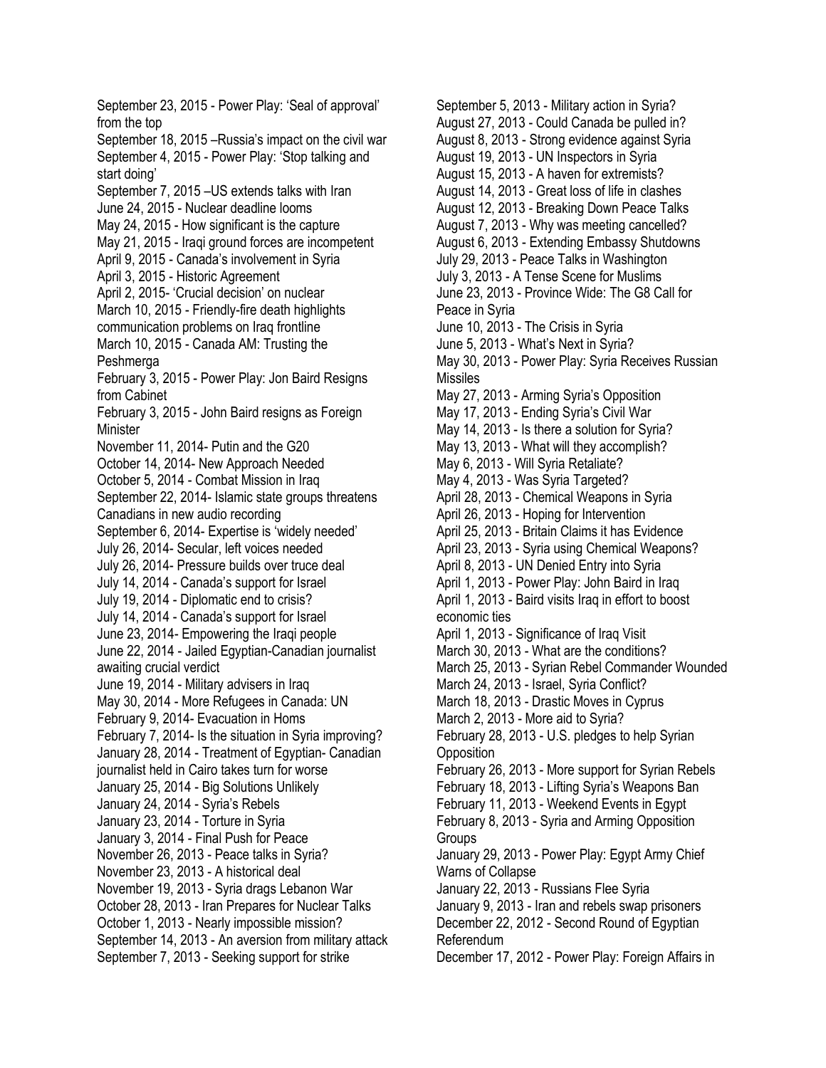September 23, 2015 - Power Play: 'Seal of approval' from the top
September 18, 2015 –Russia's impact on the civil war
September 4, 2015 - Power Play: 'Stop talking and start doing'
September 7, 2015 –US extends talks with Iran
June 24, 2015 - Nuclear deadline looms
May 24, 2015 - How significant is the capture
May 21, 2015 - Iraqi ground forces are incompetent
April 9, 2015 - Canada's involvement in Syria
April 3, 2015 - Historic Agreement
April 2, 2015- 'Crucial decision' on nuclear
March 10, 2015 - Friendly-fire death highlights communication problems on Iraq frontline
March 10, 2015 - Canada AM: Trusting the Peshmerga
February 3, 2015 - Power Play: Jon Baird Resigns from Cabinet
February 3, 2015 - John Baird resigns as Foreign Minister
November 11, 2014- Putin and the G20
October 14, 2014- New Approach Needed
October 5, 2014 - Combat Mission in Iraq
September 22, 2014- Islamic state groups threatens Canadians in new audio recording
September 6, 2014- Expertise is 'widely needed'
July 26, 2014- Secular, left voices needed
July 26, 2014- Pressure builds over truce deal
July 14, 2014 - Canada's support for Israel
July 19, 2014 - Diplomatic end to crisis?
July 14, 2014 - Canada's support for Israel
June 23, 2014- Empowering the Iraqi people
June 22, 2014 - Jailed Egyptian-Canadian journalist awaiting crucial verdict
June 19, 2014 - Military advisers in Iraq
May 30, 2014 - More Refugees in Canada: UN
February 9, 2014- Evacuation in Homs
February 7, 2014- Is the situation in Syria improving?
January 28, 2014 - Treatment of Egyptian- Canadian journalist held in Cairo takes turn for worse
January 25, 2014 - Big Solutions Unlikely
January 24, 2014 - Syria's Rebels
January 23, 2014 - Torture in Syria
January 3, 2014 - Final Push for Peace
November 26, 2013 - Peace talks in Syria?
November 23, 2013 - A historical deal
November 19, 2013 - Syria drags Lebanon War
October 28, 2013 - Iran Prepares for Nuclear Talks
October 1, 2013 - Nearly impossible mission?
September 14, 2013 - An aversion from military attack
September 7, 2013 - Seeking support for strike
September 5, 2013 - Military action in Syria?
August 27, 2013 - Could Canada be pulled in?
August 8, 2013 - Strong evidence against Syria
August 19, 2013 - UN Inspectors in Syria
August 15, 2013 - A haven for extremists?
August 14, 2013 - Great loss of life in clashes
August 12, 2013 - Breaking Down Peace Talks
August 7, 2013 - Why was meeting cancelled?
August 6, 2013 - Extending Embassy Shutdowns
July 29, 2013 - Peace Talks in Washington
July 3, 2013 - A Tense Scene for Muslims
June 23, 2013 - Province Wide: The G8 Call for Peace in Syria
June 10, 2013 - The Crisis in Syria
June 5, 2013 - What's Next in Syria?
May 30, 2013 - Power Play: Syria Receives Russian Missiles
May 27, 2013 - Arming Syria's Opposition
May 17, 2013 - Ending Syria's Civil War
May 14, 2013 - Is there a solution for Syria?
May 13, 2013 - What will they accomplish?
May 6, 2013 - Will Syria Retaliate?
May 4, 2013 - Was Syria Targeted?
April 28, 2013 - Chemical Weapons in Syria
April 26, 2013 - Hoping for Intervention
April 25, 2013 - Britain Claims it has Evidence
April 23, 2013 - Syria using Chemical Weapons?
April 8, 2013 - UN Denied Entry into Syria
April 1, 2013 - Power Play: John Baird in Iraq
April 1, 2013 - Baird visits Iraq in effort to boost economic ties
April 1, 2013 - Significance of Iraq Visit
March 30, 2013 - What are the conditions?
March 25, 2013 - Syrian Rebel Commander Wounded
March 24, 2013 - Israel, Syria Conflict?
March 18, 2013 - Drastic Moves in Cyprus
March 2, 2013 - More aid to Syria?
February 28, 2013 - U.S. pledges to help Syrian Opposition
February 26, 2013 - More support for Syrian Rebels
February 18, 2013 - Lifting Syria's Weapons Ban
February 11, 2013 - Weekend Events in Egypt
February 8, 2013 - Syria and Arming Opposition Groups
January 29, 2013 - Power Play: Egypt Army Chief Warns of Collapse
January 22, 2013 - Russians Flee Syria
January 9, 2013 - Iran and rebels swap prisoners
December 22, 2012 - Second Round of Egyptian Referendum
December 17, 2012 - Power Play: Foreign Affairs in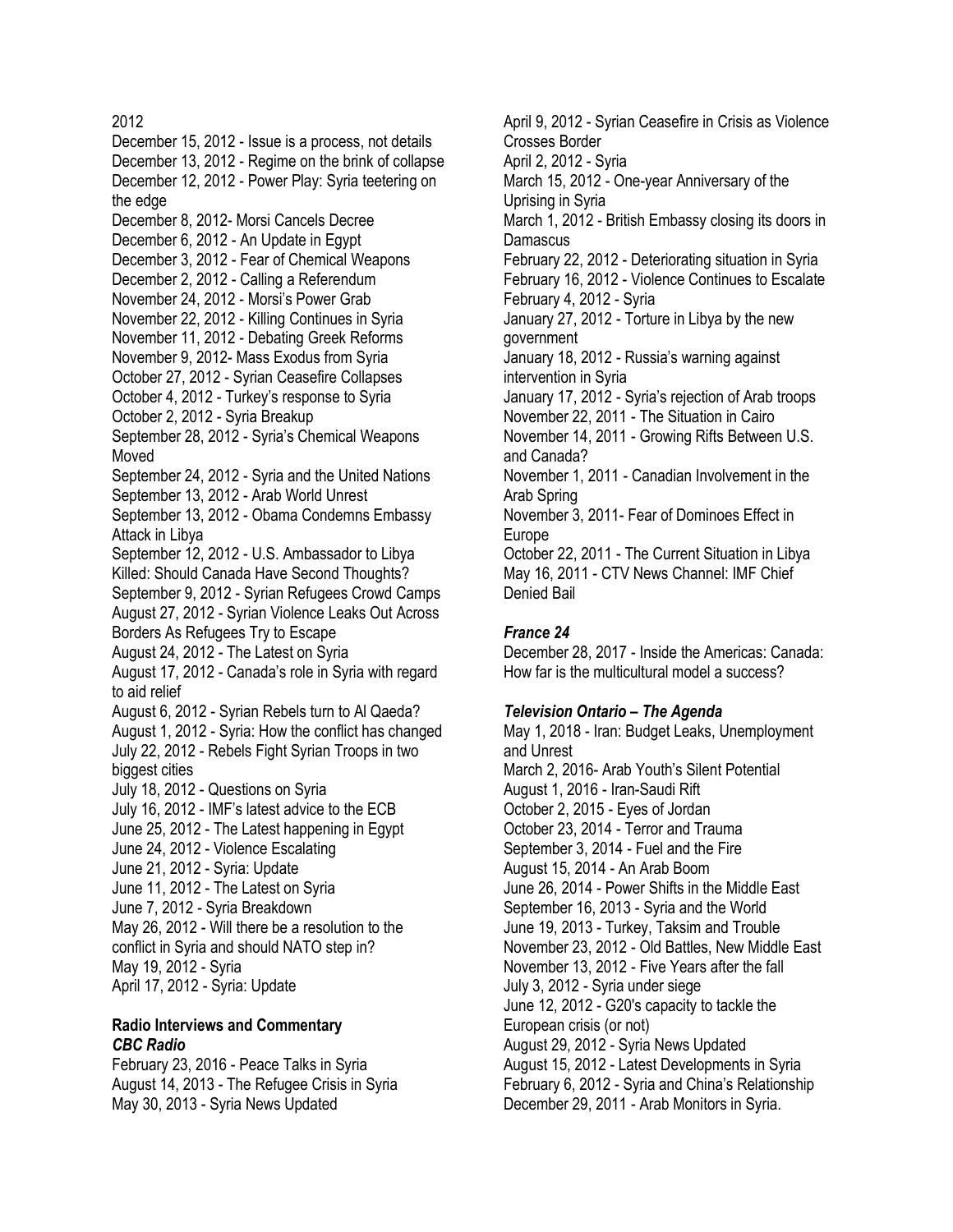2012

December 15, 2012 - Issue is a process, not details
December 13, 2012 - Regime on the brink of collapse
December 12, 2012 - Power Play: Syria teetering on the edge
December 8, 2012- Morsi Cancels Decree
December 6, 2012 - An Update in Egypt
December 3, 2012 - Fear of Chemical Weapons
December 2, 2012 - Calling a Referendum
November 24, 2012 - Morsi's Power Grab
November 22, 2012 - Killing Continues in Syria
November 11, 2012 - Debating Greek Reforms
November 9, 2012- Mass Exodus from Syria
October 27, 2012 - Syrian Ceasefire Collapses
October 4, 2012 - Turkey's response to Syria
October 2, 2012 - Syria Breakup
September 28, 2012 - Syria's Chemical Weapons Moved
September 24, 2012 - Syria and the United Nations
September 13, 2012 - Arab World Unrest
September 13, 2012 - Obama Condemns Embassy Attack in Libya
September 12, 2012 - U.S. Ambassador to Libya Killed: Should Canada Have Second Thoughts?
September 9, 2012 - Syrian Refugees Crowd Camps
August 27, 2012 - Syrian Violence Leaks Out Across Borders As Refugees Try to Escape
August 24, 2012 - The Latest on Syria
August 17, 2012 - Canada's role in Syria with regard to aid relief
August 6, 2012 - Syrian Rebels turn to Al Qaeda?
August 1, 2012 - Syria: How the conflict has changed
July 22, 2012 - Rebels Fight Syrian Troops in two biggest cities
July 18, 2012 - Questions on Syria
July 16, 2012 - IMF's latest advice to the ECB
June 25, 2012 - The Latest happening in Egypt
June 24, 2012 - Violence Escalating
June 21, 2012 - Syria: Update
June 11, 2012 - The Latest on Syria
June 7, 2012 - Syria Breakdown
May 26, 2012 - Will there be a resolution to the conflict in Syria and should NATO step in?
May 19, 2012 - Syria
April 17, 2012 - Syria: Update
April 9, 2012 - Syrian Ceasefire in Crisis as Violence Crosses Border
April 2, 2012 - Syria
March 15, 2012 - One-year Anniversary of the Uprising in Syria
March 1, 2012 - British Embassy closing its doors in Damascus
February 22, 2012 - Deteriorating situation in Syria
February 16, 2012 - Violence Continues to Escalate
February 4, 2012 - Syria
January 27, 2012 - Torture in Libya by the new government
January 18, 2012 - Russia's warning against intervention in Syria
January 17, 2012 - Syria's rejection of Arab troops
November 22, 2011 - The Situation in Cairo
November 14, 2011 - Growing Rifts Between U.S. and Canada?
November 1, 2011 - Canadian Involvement in the Arab Spring
November 3, 2011- Fear of Dominoes Effect in Europe
October 22, 2011 - The Current Situation in Libya
May 16, 2011 - CTV News Channel: IMF Chief Denied Bail

**Radio Interviews and Commentary**

***CBC Radio***

February 23, 2016 - Peace Talks in Syria
August 14, 2013 - The Refugee Crisis in Syria
May 30, 2013 - Syria News Updated

***France 24***

December 28, 2017 - Inside the Americas: Canada: How far is the multicultural model a success?

***Television Ontario – The Agenda***

May 1, 2018 - Iran: Budget Leaks, Unemployment and Unrest
March 2, 2016- Arab Youth's Silent Potential
August 1, 2016 - Iran-Saudi Rift
October 2, 2015 - Eyes of Jordan
October 23, 2014 - Terror and Trauma
September 3, 2014 - Fuel and the Fire
August 15, 2014 - An Arab Boom
June 26, 2014 - Power Shifts in the Middle East
September 16, 2013 - Syria and the World
June 19, 2013 - Turkey, Taksim and Trouble
November 23, 2012 - Old Battles, New Middle East
November 13, 2012 - Five Years after the fall
July 3, 2012 - Syria under siege
June 12, 2012 - G20's capacity to tackle the European crisis (or not)
August 29, 2012 - Syria News Updated
August 15, 2012 - Latest Developments in Syria
February 6, 2012 - Syria and China's Relationship
December 29, 2011 - Arab Monitors in Syria.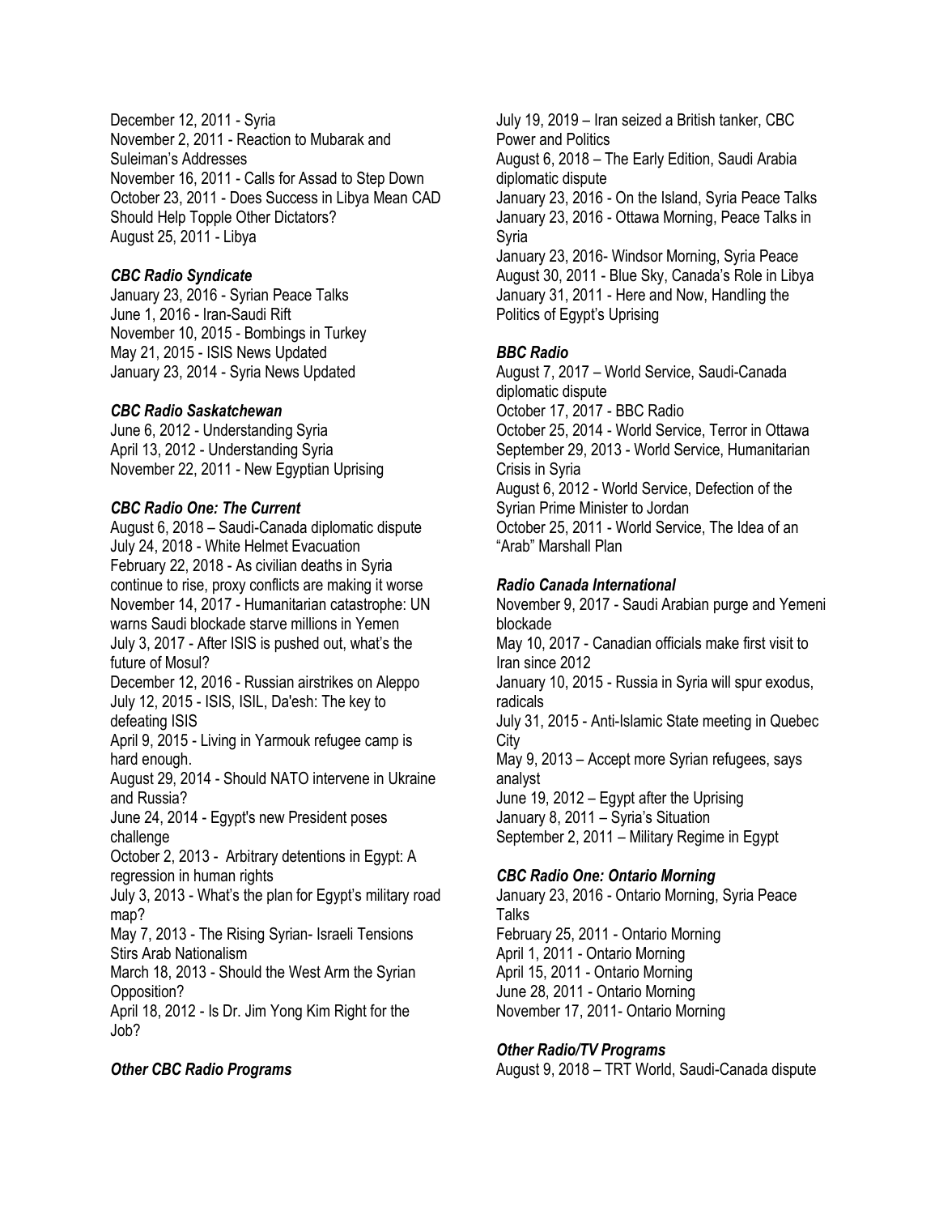December 12, 2011 - Syria
November 2, 2011 - Reaction to Mubarak and Suleiman's Addresses
November 16, 2011 - Calls for Assad to Step Down
October 23, 2011 - Does Success in Libya Mean CAD Should Help Topple Other Dictators?
August 25, 2011 - Libya

### *CBC Radio Syndicate*

January 23, 2016 - Syrian Peace Talks
June 1, 2016 - Iran-Saudi Rift
November 10, 2015 - Bombings in Turkey
May 21, 2015 - ISIS News Updated
January 23, 2014 - Syria News Updated

### *CBC Radio Saskatchewan*

June 6, 2012 - Understanding Syria
April 13, 2012 - Understanding Syria
November 22, 2011 - New Egyptian Uprising

### *CBC Radio One: The Current*

August 6, 2018 – Saudi-Canada diplomatic dispute
July 24, 2018 - White Helmet Evacuation
February 22, 2018 - As civilian deaths in Syria continue to rise, proxy conflicts are making it worse
November 14, 2017 - Humanitarian catastrophe: UN warns Saudi blockade starve millions in Yemen
July 3, 2017 - After ISIS is pushed out, what's the future of Mosul?
December 12, 2016 - Russian airstrikes on Aleppo
July 12, 2015 - ISIS, ISIL, Da'esh: The key to defeating ISIS
April 9, 2015 - Living in Yarmouk refugee camp is hard enough.
August 29, 2014 - Should NATO intervene in Ukraine and Russia?
June 24, 2014 - Egypt's new President poses challenge
October 2, 2013 - Arbitrary detentions in Egypt: A regression in human rights
July 3, 2013 - What's the plan for Egypt's military road map?
May 7, 2013 - The Rising Syrian- Israeli Tensions Stirs Arab Nationalism
March 18, 2013 - Should the West Arm the Syrian Opposition?
April 18, 2012 - Is Dr. Jim Yong Kim Right for the Job?

### *Other CBC Radio Programs*

July 19, 2019 – Iran seized a British tanker, CBC Power and Politics
August 6, 2018 – The Early Edition, Saudi Arabia diplomatic dispute
January 23, 2016 - On the Island, Syria Peace Talks
January 23, 2016 - Ottawa Morning, Peace Talks in Syria
January 23, 2016- Windsor Morning, Syria Peace
August 30, 2011 - Blue Sky, Canada's Role in Libya
January 31, 2011 - Here and Now, Handling the Politics of Egypt's Uprising

### *BBC Radio*

August 7, 2017 – World Service, Saudi-Canada diplomatic dispute
October 17, 2017 - BBC Radio
October 25, 2014 - World Service, Terror in Ottawa
September 29, 2013 - World Service, Humanitarian Crisis in Syria
August 6, 2012 - World Service, Defection of the Syrian Prime Minister to Jordan
October 25, 2011 - World Service, The Idea of an "Arab" Marshall Plan

### *Radio Canada International*

November 9, 2017 - Saudi Arabian purge and Yemeni blockade
May 10, 2017 - Canadian officials make first visit to Iran since 2012
January 10, 2015 - Russia in Syria will spur exodus, radicals
July 31, 2015 - Anti-Islamic State meeting in Quebec City
May 9, 2013 – Accept more Syrian refugees, says analyst
June 19, 2012 – Egypt after the Uprising
January 8, 2011 – Syria's Situation
September 2, 2011 – Military Regime in Egypt

### *CBC Radio One: Ontario Morning*

January 23, 2016 - Ontario Morning, Syria Peace Talks
February 25, 2011 - Ontario Morning
April 1, 2011 - Ontario Morning
April 15, 2011 - Ontario Morning
June 28, 2011 - Ontario Morning
November 17, 2011- Ontario Morning

### *Other Radio/TV Programs*

August 9, 2018 – TRT World, Saudi-Canada dispute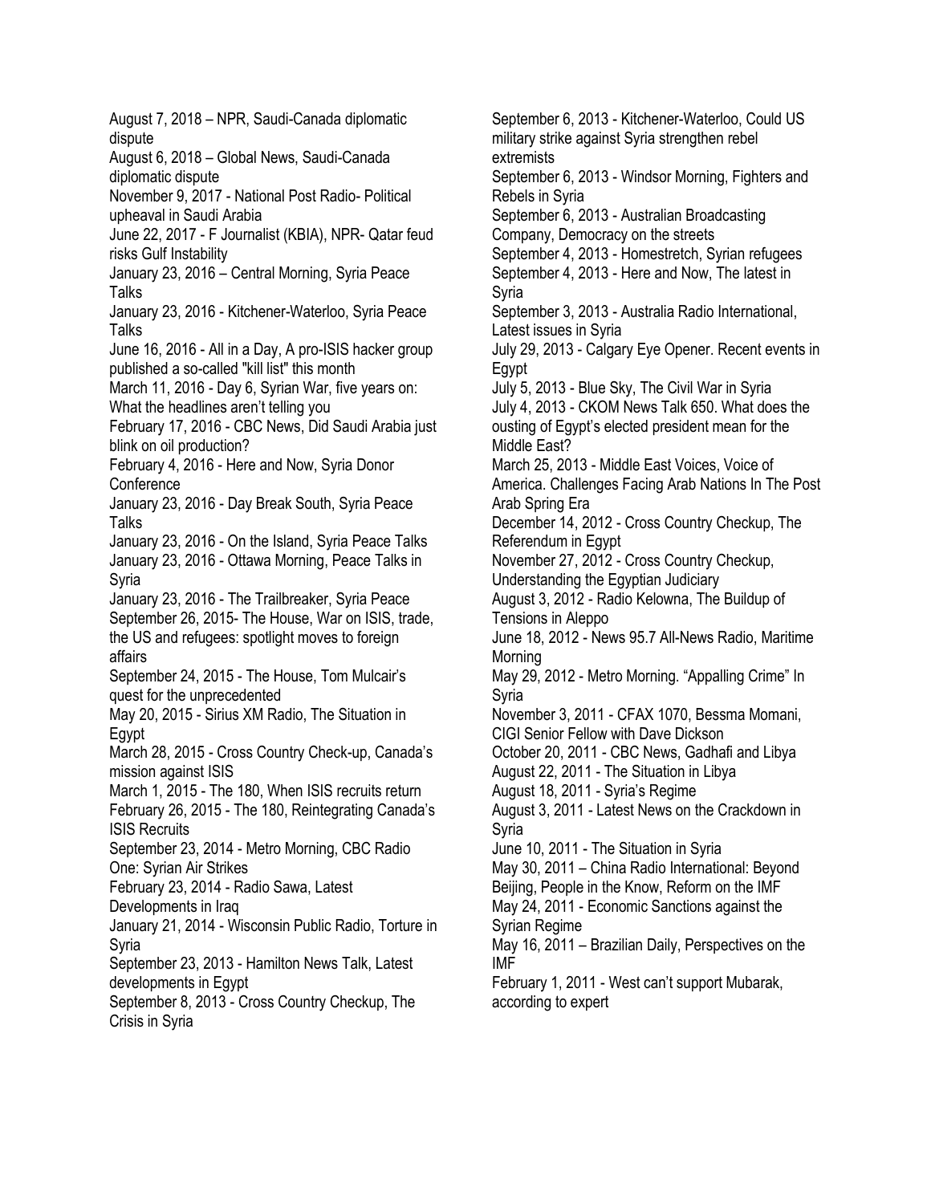August 7, 2018 – NPR, Saudi-Canada diplomatic dispute
August 6, 2018 – Global News, Saudi-Canada diplomatic dispute
November 9, 2017 - National Post Radio- Political upheaval in Saudi Arabia
June 22, 2017 - F Journalist (KBIA), NPR- Qatar feud risks Gulf Instability
January 23, 2016 – Central Morning, Syria Peace Talks
January 23, 2016 - Kitchener-Waterloo, Syria Peace Talks
June 16, 2016 - All in a Day, A pro-ISIS hacker group published a so-called "kill list" this month
March 11, 2016 - Day 6, Syrian War, five years on: What the headlines aren't telling you
February 17, 2016 - CBC News, Did Saudi Arabia just blink on oil production?
February 4, 2016 - Here and Now, Syria Donor Conference
January 23, 2016 - Day Break South, Syria Peace Talks
January 23, 2016 - On the Island, Syria Peace Talks
January 23, 2016 - Ottawa Morning, Peace Talks in Syria
January 23, 2016 - The Trailbreaker, Syria Peace
September 26, 2015- The House, War on ISIS, trade, the US and refugees: spotlight moves to foreign affairs
September 24, 2015 - The House, Tom Mulcair's quest for the unprecedented
May 20, 2015 - Sirius XM Radio, The Situation in Egypt
March 28, 2015 - Cross Country Check-up, Canada's mission against ISIS
March 1, 2015 - The 180, When ISIS recruits return
February 26, 2015 - The 180, Reintegrating Canada's ISIS Recruits
September 23, 2014 - Metro Morning, CBC Radio One: Syrian Air Strikes
February 23, 2014 - Radio Sawa, Latest Developments in Iraq
January 21, 2014 - Wisconsin Public Radio, Torture in Syria
September 23, 2013 - Hamilton News Talk, Latest developments in Egypt
September 8, 2013 - Cross Country Checkup, The Crisis in Syria
September 6, 2013 - Kitchener-Waterloo, Could US military strike against Syria strengthen rebel extremists
September 6, 2013 - Windsor Morning, Fighters and Rebels in Syria
September 6, 2013 - Australian Broadcasting Company, Democracy on the streets
September 4, 2013 - Homestretch, Syrian refugees
September 4, 2013 - Here and Now, The latest in Syria
September 3, 2013 - Australia Radio International, Latest issues in Syria
July 29, 2013 - Calgary Eye Opener. Recent events in Egypt
July 5, 2013 - Blue Sky, The Civil War in Syria
July 4, 2013 - CKOM News Talk 650. What does the ousting of Egypt's elected president mean for the Middle East?
March 25, 2013 - Middle East Voices, Voice of America. Challenges Facing Arab Nations In The Post Arab Spring Era
December 14, 2012 - Cross Country Checkup, The Referendum in Egypt
November 27, 2012 - Cross Country Checkup, Understanding the Egyptian Judiciary
August 3, 2012 - Radio Kelowna, The Buildup of Tensions in Aleppo
June 18, 2012 - News 95.7 All-News Radio, Maritime Morning
May 29, 2012 - Metro Morning. "Appalling Crime" In Syria
November 3, 2011 - CFAX 1070, Bessma Momani, CIGI Senior Fellow with Dave Dickson
October 20, 2011 - CBC News, Gadhafi and Libya
August 22, 2011 - The Situation in Libya
August 18, 2011 - Syria's Regime
August 3, 2011 - Latest News on the Crackdown in Syria
June 10, 2011 - The Situation in Syria
May 30, 2011 – China Radio International: Beyond Beijing, People in the Know, Reform on the IMF
May 24, 2011 - Economic Sanctions against the Syrian Regime
May 16, 2011 – Brazilian Daily, Perspectives on the IMF
February 1, 2011 - West can't support Mubarak, according to expert